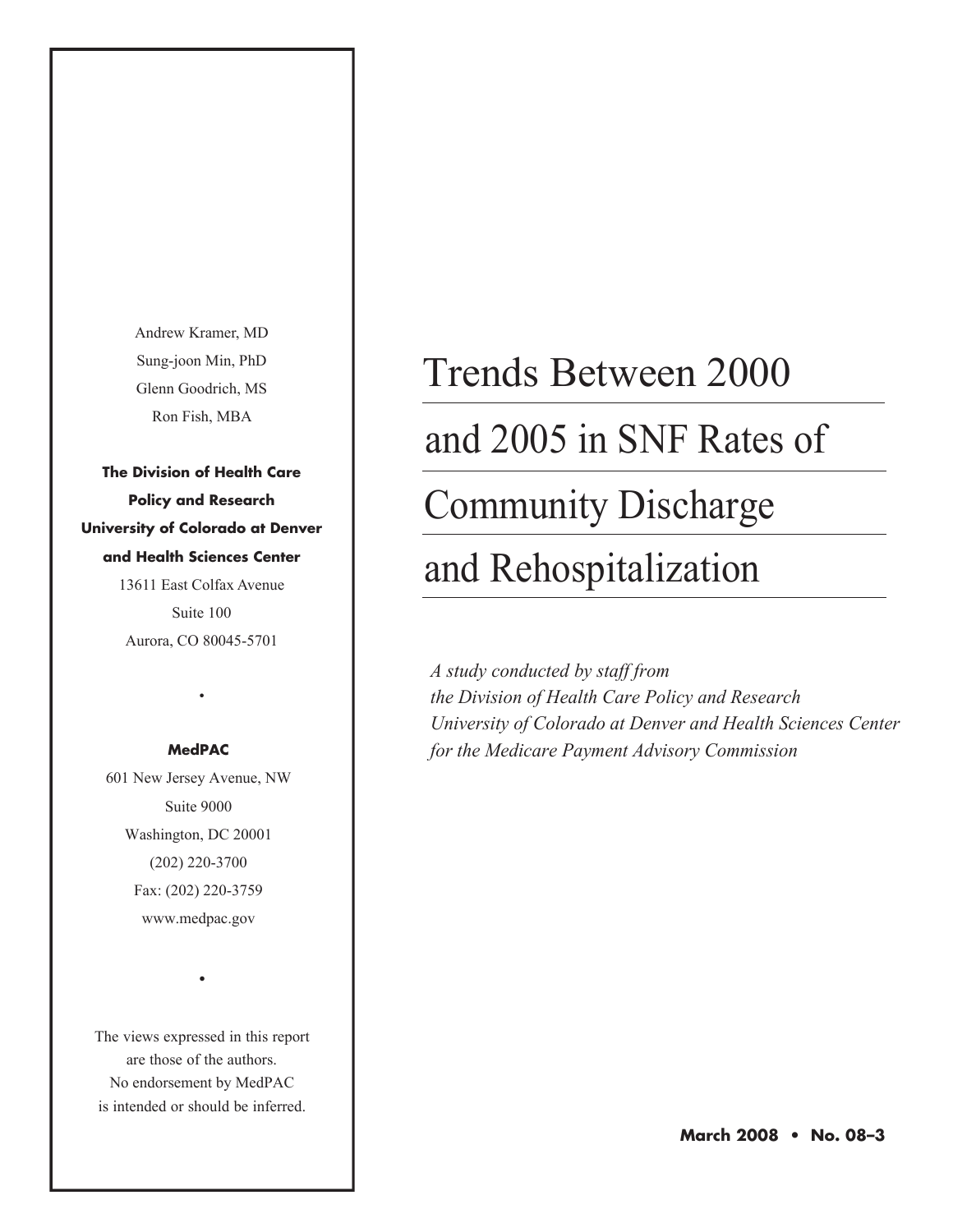# Trends Between 2000 and 2005 in SNF Rates of Community Discharge and Rehospitalization

*A study conducted by staff from the Division of Health Care Policy and Research University of Colorado at Denver and Health Sciences Center for the Medicare Payment Advisory Commission*

Andrew Kramer, MD
Sung-joon Min, PhD
Glenn Goodrich, MS
Ron Fish, MBA

**The Division of Health Care Policy and Research**
**University of Colorado at Denver and Health Sciences Center**
13611 East Colfax Avenue
Suite 100
Aurora, CO 80045-5701

•

**MedPAC**
601 New Jersey Avenue, NW
Suite 9000
Washington, DC 20001
(202) 220-3700
Fax: (202) 220-3759
www.medpac.gov

•

The views expressed in this report are those of the authors. No endorsement by MedPAC is intended or should be inferred.

**March 2008 • No. 08–3**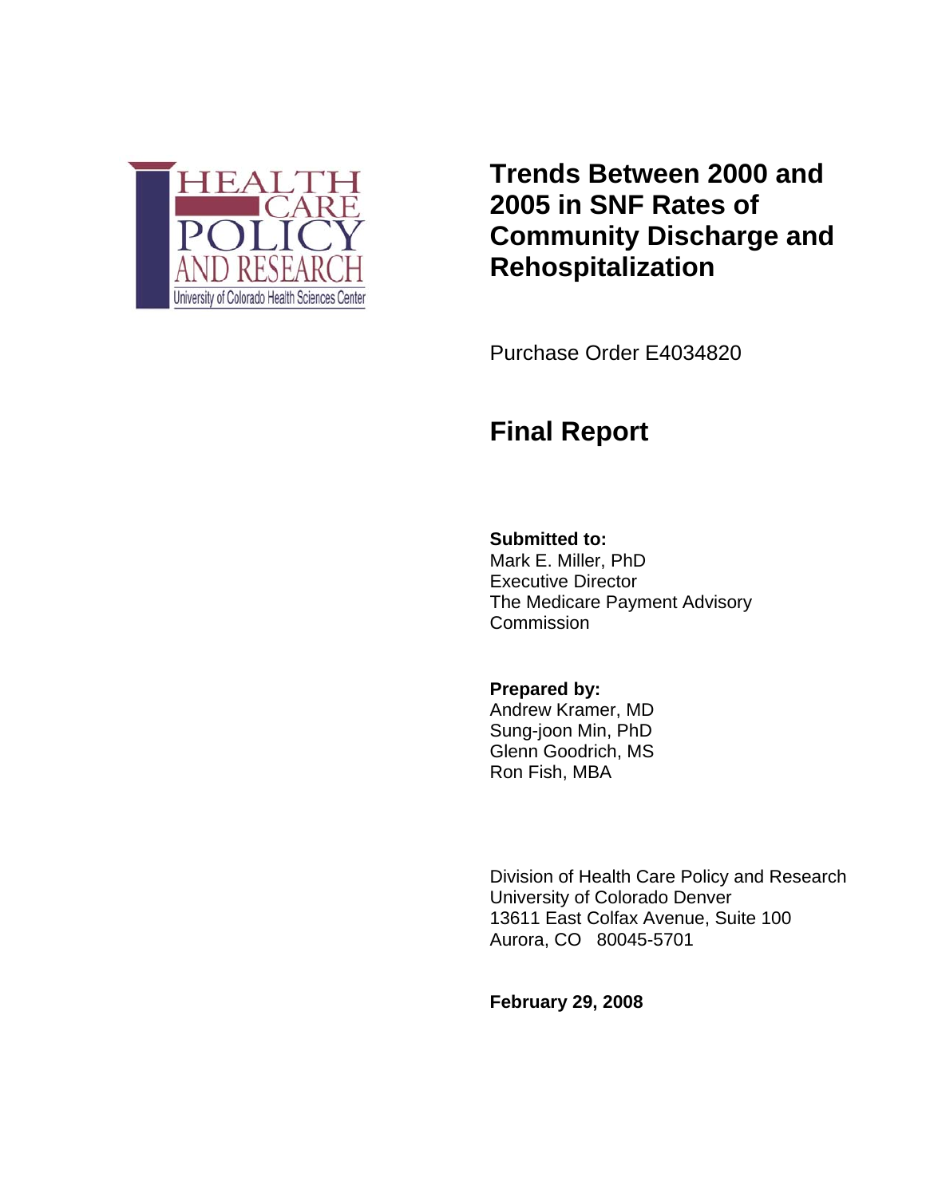HEALTH CARE POLICY AND RESEARCH
University of Colorado Health Sciences Center

# Trends Between 2000 and 2005 in SNF Rates of Community Discharge and Rehospitalization

Purchase Order E4034820

## Final Report

**Submitted to:**
Mark E. Miller, PhD
Executive Director
The Medicare Payment Advisory Commission

**Prepared by:**
Andrew Kramer, MD
Sung-joon Min, PhD
Glenn Goodrich, MS
Ron Fish, MBA

Division of Health Care Policy and Research
University of Colorado Denver
13611 East Colfax Avenue, Suite 100
Aurora, CO 80045-5701

**February 29, 2008**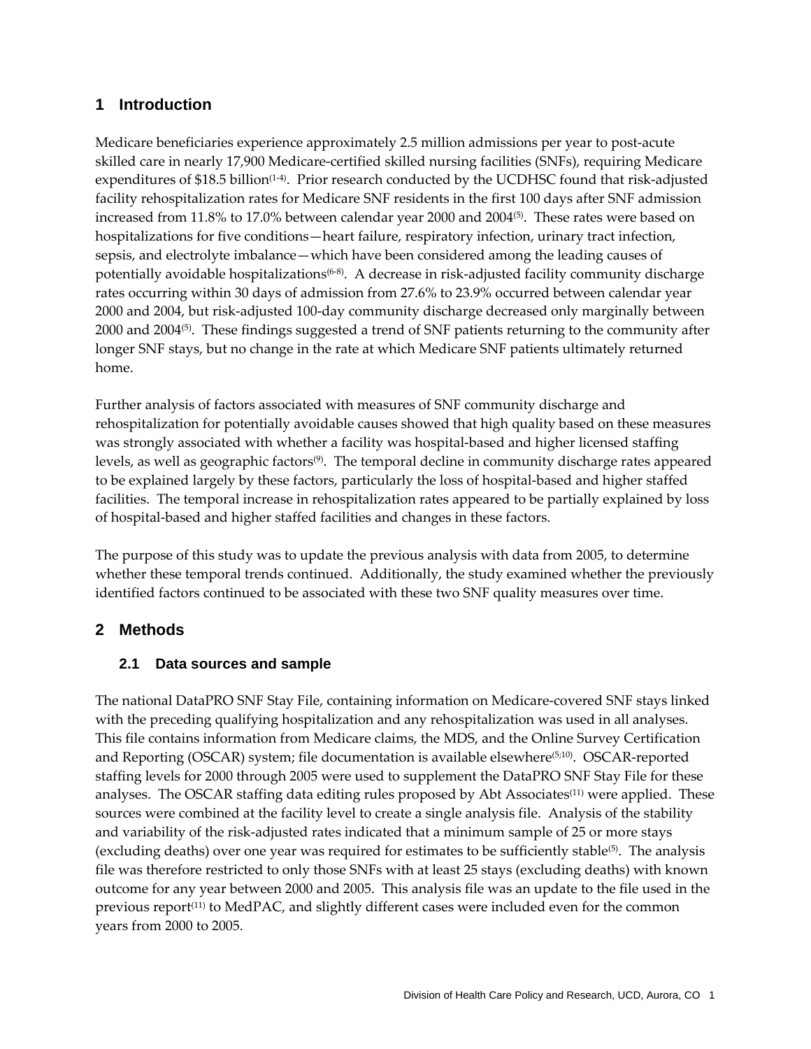# 1 Introduction

Medicare beneficiaries experience approximately 2.5 million admissions per year to post-acute skilled care in nearly 17,900 Medicare-certified skilled nursing facilities (SNFs), requiring Medicare expenditures of $18.5 billion[1-4]. Prior research conducted by the UCDHSC found that risk-adjusted facility rehospitalization rates for Medicare SNF residents in the first 100 days after SNF admission increased from 11.8% to 17.0% between calendar year 2000 and 2004[5]. These rates were based on hospitalizations for five conditions—heart failure, respiratory infection, urinary tract infection, sepsis, and electrolyte imbalance—which have been considered among the leading causes of potentially avoidable hospitalizations[6-8]. A decrease in risk-adjusted facility community discharge rates occurring within 30 days of admission from 27.6% to 23.9% occurred between calendar year 2000 and 2004, but risk-adjusted 100-day community discharge decreased only marginally between 2000 and 2004[5]. These findings suggested a trend of SNF patients returning to the community after longer SNF stays, but no change in the rate at which Medicare SNF patients ultimately returned home.

Further analysis of factors associated with measures of SNF community discharge and rehospitalization for potentially avoidable causes showed that high quality based on these measures was strongly associated with whether a facility was hospital-based and higher licensed staffing levels, as well as geographic factors[9]. The temporal decline in community discharge rates appeared to be explained largely by these factors, particularly the loss of hospital-based and higher staffed facilities. The temporal increase in rehospitalization rates appeared to be partially explained by loss of hospital-based and higher staffed facilities and changes in these factors.

The purpose of this study was to update the previous analysis with data from 2005, to determine whether these temporal trends continued. Additionally, the study examined whether the previously identified factors continued to be associated with these two SNF quality measures over time.

# 2 Methods

## 2.1 Data sources and sample

The national DataPRO SNF Stay File, containing information on Medicare-covered SNF stays linked with the preceding qualifying hospitalization and any rehospitalization was used in all analyses. This file contains information from Medicare claims, the MDS, and the Online Survey Certification and Reporting (OSCAR) system; file documentation is available elsewhere[5;10]. OSCAR-reported staffing levels for 2000 through 2005 were used to supplement the DataPRO SNF Stay File for these analyses. The OSCAR staffing data editing rules proposed by Abt Associates[11] were applied. These sources were combined at the facility level to create a single analysis file. Analysis of the stability and variability of the risk-adjusted rates indicated that a minimum sample of 25 or more stays (excluding deaths) over one year was required for estimates to be sufficiently stable[5]. The analysis file was therefore restricted to only those SNFs with at least 25 stays (excluding deaths) with known outcome for any year between 2000 and 2005. This analysis file was an update to the file used in the previous report[11] to MedPAC, and slightly different cases were included even for the common years from 2000 to 2005.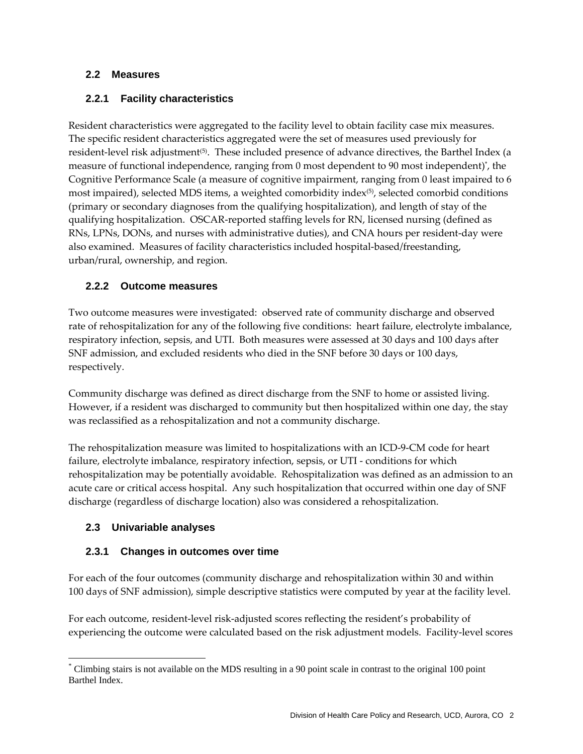### 2.2 Measures

#### 2.2.1 Facility characteristics

Resident characteristics were aggregated to the facility level to obtain facility case mix measures. The specific resident characteristics aggregated were the set of measures used previously for resident-level risk adjustment[5]. These included presence of advance directives, the Barthel Index (a measure of functional independence, ranging from 0 most dependent to 90 most independent)[*], the Cognitive Performance Scale (a measure of cognitive impairment, ranging from 0 least impaired to 6 most impaired), selected MDS items, a weighted comorbidity index[5], selected comorbid conditions (primary or secondary diagnoses from the qualifying hospitalization), and length of stay of the qualifying hospitalization. OSCAR-reported staffing levels for RN, licensed nursing (defined as RNs, LPNs, DONs, and nurses with administrative duties), and CNA hours per resident-day were also examined. Measures of facility characteristics included hospital-based/freestanding, urban/rural, ownership, and region.

#### 2.2.2 Outcome measures

Two outcome measures were investigated: observed rate of community discharge and observed rate of rehospitalization for any of the following five conditions: heart failure, electrolyte imbalance, respiratory infection, sepsis, and UTI. Both measures were assessed at 30 days and 100 days after SNF admission, and excluded residents who died in the SNF before 30 days or 100 days, respectively.

Community discharge was defined as direct discharge from the SNF to home or assisted living. However, if a resident was discharged to community but then hospitalized within one day, the stay was reclassified as a rehospitalization and not a community discharge.

The rehospitalization measure was limited to hospitalizations with an ICD-9-CM code for heart failure, electrolyte imbalance, respiratory infection, sepsis, or UTI - conditions for which rehospitalization may be potentially avoidable. Rehospitalization was defined as an admission to an acute care or critical access hospital. Any such hospitalization that occurred within one day of SNF discharge (regardless of discharge location) also was considered a rehospitalization.

### 2.3 Univariable analyses

#### 2.3.1 Changes in outcomes over time

For each of the four outcomes (community discharge and rehospitalization within 30 and within 100 days of SNF admission), simple descriptive statistics were computed by year at the facility level.

For each outcome, resident-level risk-adjusted scores reflecting the resident's probability of experiencing the outcome were calculated based on the risk adjustment models. Facility-level scores

---

[*] Climbing stairs is not available on the MDS resulting in a 90 point scale in contrast to the original 100 point Barthel Index.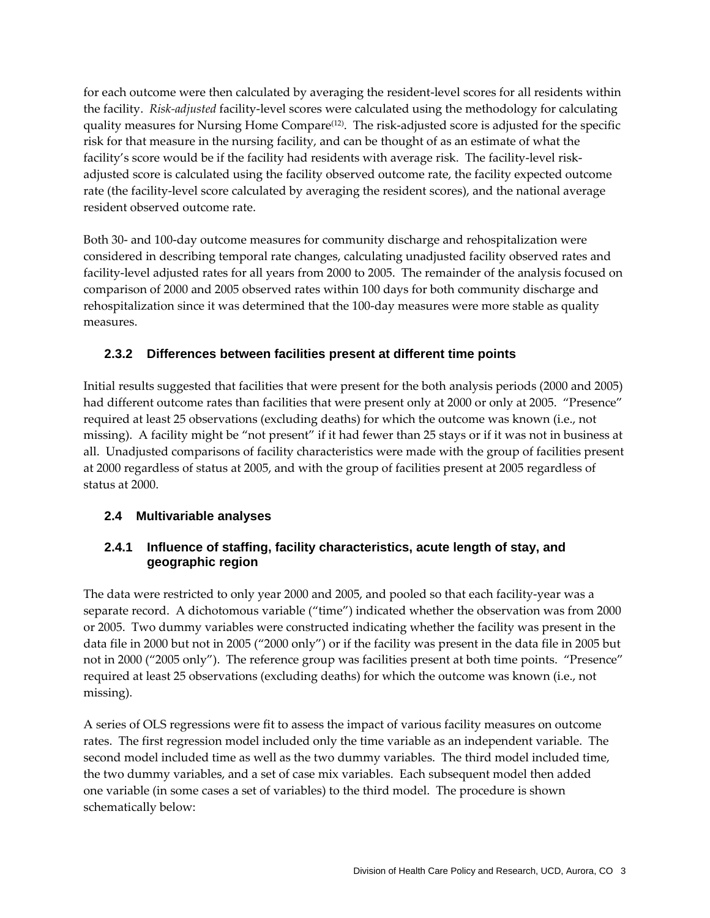for each outcome were then calculated by averaging the resident-level scores for all residents within the facility. *Risk-adjusted* facility-level scores were calculated using the methodology for calculating quality measures for Nursing Home Compare[12]. The risk-adjusted score is adjusted for the specific risk for that measure in the nursing facility, and can be thought of as an estimate of what the facility's score would be if the facility had residents with average risk. The facility-level risk-adjusted score is calculated using the facility observed outcome rate, the facility expected outcome rate (the facility-level score calculated by averaging the resident scores), and the national average resident observed outcome rate.

Both 30- and 100-day outcome measures for community discharge and rehospitalization were considered in describing temporal rate changes, calculating unadjusted facility observed rates and facility-level adjusted rates for all years from 2000 to 2005. The remainder of the analysis focused on comparison of 2000 and 2005 observed rates within 100 days for both community discharge and rehospitalization since it was determined that the 100-day measures were more stable as quality measures.

### 2.3.2 Differences between facilities present at different time points

Initial results suggested that facilities that were present for the both analysis periods (2000 and 2005) had different outcome rates than facilities that were present only at 2000 or only at 2005. "Presence" required at least 25 observations (excluding deaths) for which the outcome was known (i.e., not missing). A facility might be "not present" if it had fewer than 25 stays or if it was not in business at all. Unadjusted comparisons of facility characteristics were made with the group of facilities present at 2000 regardless of status at 2005, and with the group of facilities present at 2005 regardless of status at 2000.

## 2.4 Multivariable analyses

### 2.4.1 Influence of staffing, facility characteristics, acute length of stay, and geographic region

The data were restricted to only year 2000 and 2005, and pooled so that each facility-year was a separate record. A dichotomous variable ("time") indicated whether the observation was from 2000 or 2005. Two dummy variables were constructed indicating whether the facility was present in the data file in 2000 but not in 2005 ("2000 only") or if the facility was present in the data file in 2005 but not in 2000 ("2005 only"). The reference group was facilities present at both time points. "Presence" required at least 25 observations (excluding deaths) for which the outcome was known (i.e., not missing).

A series of OLS regressions were fit to assess the impact of various facility measures on outcome rates. The first regression model included only the time variable as an independent variable. The second model included time as well as the two dummy variables. The third model included time, the two dummy variables, and a set of case mix variables. Each subsequent model then added one variable (in some cases a set of variables) to the third model. The procedure is shown schematically below: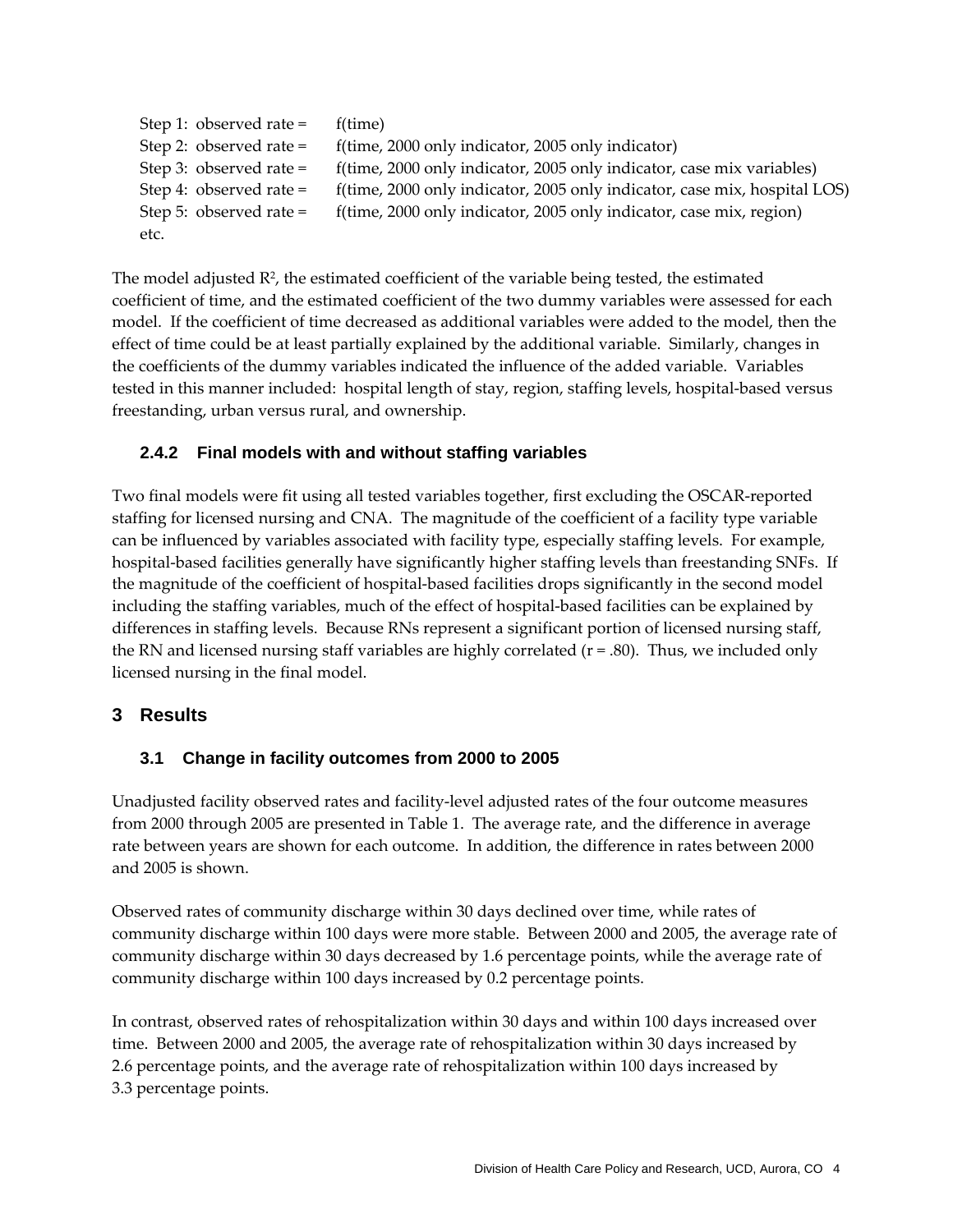Step 1: observed rate = f(time)
Step 2: observed rate = f(time, 2000 only indicator, 2005 only indicator)
Step 3: observed rate = f(time, 2000 only indicator, 2005 only indicator, case mix variables)
Step 4: observed rate = f(time, 2000 only indicator, 2005 only indicator, case mix, hospital LOS)
Step 5: observed rate = f(time, 2000 only indicator, 2005 only indicator, case mix, region)
etc.

The model adjusted $R^2$, the estimated coefficient of the variable being tested, the estimated coefficient of time, and the estimated coefficient of the two dummy variables were assessed for each model. If the coefficient of time decreased as additional variables were added to the model, then the effect of time could be at least partially explained by the additional variable. Similarly, changes in the coefficients of the dummy variables indicated the influence of the added variable. Variables tested in this manner included: hospital length of stay, region, staffing levels, hospital-based versus freestanding, urban versus rural, and ownership.

### 2.4.2 Final models with and without staffing variables

Two final models were fit using all tested variables together, first excluding the OSCAR-reported staffing for licensed nursing and CNA. The magnitude of the coefficient of a facility type variable can be influenced by variables associated with facility type, especially staffing levels. For example, hospital-based facilities generally have significantly higher staffing levels than freestanding SNFs. If the magnitude of the coefficient of hospital-based facilities drops significantly in the second model including the staffing variables, much of the effect of hospital-based facilities can be explained by differences in staffing levels. Because RNs represent a significant portion of licensed nursing staff, the RN and licensed nursing staff variables are highly correlated ($r = .80$). Thus, we included only licensed nursing in the final model.

# 3 Results

## 3.1 Change in facility outcomes from 2000 to 2005

Unadjusted facility observed rates and facility-level adjusted rates of the four outcome measures from 2000 through 2005 are presented in Table 1. The average rate, and the difference in average rate between years are shown for each outcome. In addition, the difference in rates between 2000 and 2005 is shown.

Observed rates of community discharge within 30 days declined over time, while rates of community discharge within 100 days were more stable. Between 2000 and 2005, the average rate of community discharge within 30 days decreased by 1.6 percentage points, while the average rate of community discharge within 100 days increased by 0.2 percentage points.

In contrast, observed rates of rehospitalization within 30 days and within 100 days increased over time. Between 2000 and 2005, the average rate of rehospitalization within 30 days increased by 2.6 percentage points, and the average rate of rehospitalization within 100 days increased by 3.3 percentage points.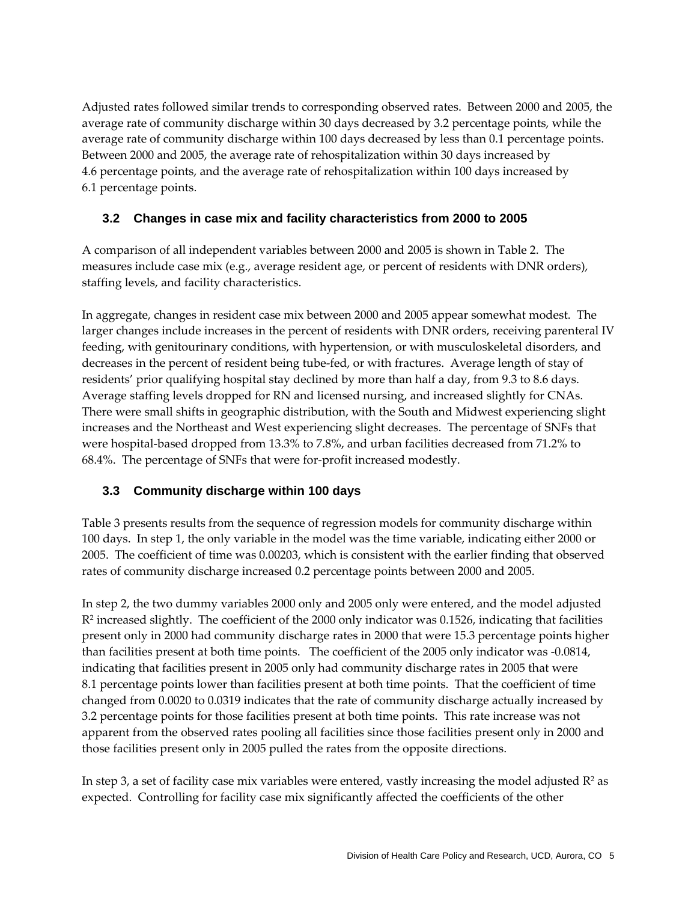Adjusted rates followed similar trends to corresponding observed rates. Between 2000 and 2005, the average rate of community discharge within 30 days decreased by 3.2 percentage points, while the average rate of community discharge within 100 days decreased by less than 0.1 percentage points. Between 2000 and 2005, the average rate of rehospitalization within 30 days increased by 4.6 percentage points, and the average rate of rehospitalization within 100 days increased by 6.1 percentage points.

### 3.2 Changes in case mix and facility characteristics from 2000 to 2005

A comparison of all independent variables between 2000 and 2005 is shown in Table 2. The measures include case mix (e.g., average resident age, or percent of residents with DNR orders), staffing levels, and facility characteristics.

In aggregate, changes in resident case mix between 2000 and 2005 appear somewhat modest. The larger changes include increases in the percent of residents with DNR orders, receiving parenteral IV feeding, with genitourinary conditions, with hypertension, or with musculoskeletal disorders, and decreases in the percent of resident being tube-fed, or with fractures. Average length of stay of residents' prior qualifying hospital stay declined by more than half a day, from 9.3 to 8.6 days. Average staffing levels dropped for RN and licensed nursing, and increased slightly for CNAs. There were small shifts in geographic distribution, with the South and Midwest experiencing slight increases and the Northeast and West experiencing slight decreases. The percentage of SNFs that were hospital-based dropped from 13.3% to 7.8%, and urban facilities decreased from 71.2% to 68.4%. The percentage of SNFs that were for-profit increased modestly.

### 3.3 Community discharge within 100 days

Table 3 presents results from the sequence of regression models for community discharge within 100 days. In step 1, the only variable in the model was the time variable, indicating either 2000 or 2005. The coefficient of time was 0.00203, which is consistent with the earlier finding that observed rates of community discharge increased 0.2 percentage points between 2000 and 2005.

In step 2, the two dummy variables 2000 only and 2005 only were entered, and the model adjusted $R^2$ increased slightly. The coefficient of the 2000 only indicator was 0.1526, indicating that facilities present only in 2000 had community discharge rates in 2000 that were 15.3 percentage points higher than facilities present at both time points. The coefficient of the 2005 only indicator was -0.0814, indicating that facilities present in 2005 only had community discharge rates in 2005 that were 8.1 percentage points lower than facilities present at both time points. That the coefficient of time changed from 0.0020 to 0.0319 indicates that the rate of community discharge actually increased by 3.2 percentage points for those facilities present at both time points. This rate increase was not apparent from the observed rates pooling all facilities since those facilities present only in 2000 and those facilities present only in 2005 pulled the rates from the opposite directions.

In step 3, a set of facility case mix variables were entered, vastly increasing the model adjusted $R^2$ as expected. Controlling for facility case mix significantly affected the coefficients of the other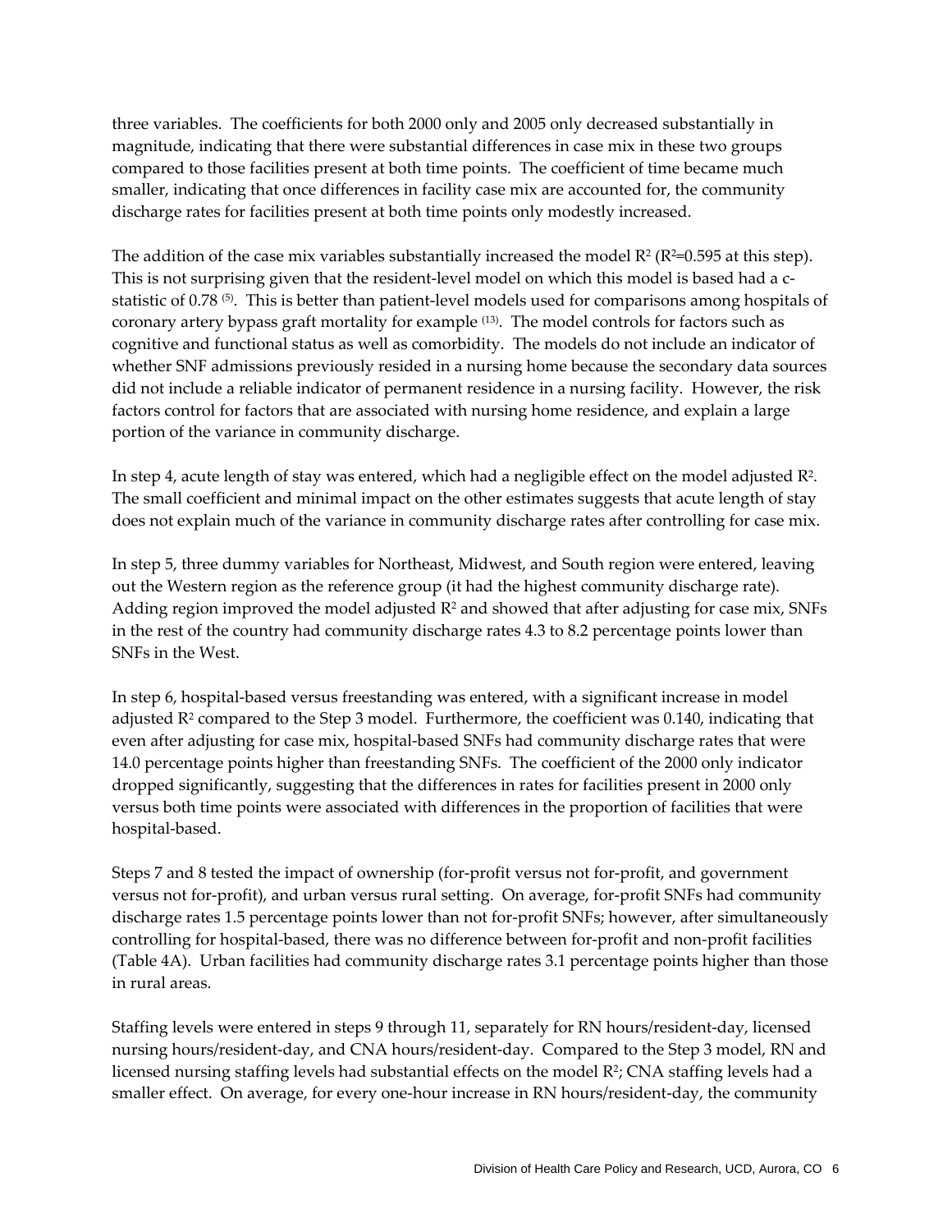three variables. The coefficients for both 2000 only and 2005 only decreased substantially in magnitude, indicating that there were substantial differences in case mix in these two groups compared to those facilities present at both time points. The coefficient of time became much smaller, indicating that once differences in facility case mix are accounted for, the community discharge rates for facilities present at both time points only modestly increased.

The addition of the case mix variables substantially increased the model $R^2$ ($R^2$=0.595 at this step). This is not surprising given that the resident-level model on which this model is based had a c-statistic of 0.78 (5). This is better than patient-level models used for comparisons among hospitals of coronary artery bypass graft mortality for example (13). The model controls for factors such as cognitive and functional status as well as comorbidity. The models do not include an indicator of whether SNF admissions previously resided in a nursing home because the secondary data sources did not include a reliable indicator of permanent residence in a nursing facility. However, the risk factors control for factors that are associated with nursing home residence, and explain a large portion of the variance in community discharge.

In step 4, acute length of stay was entered, which had a negligible effect on the model adjusted $R^2$. The small coefficient and minimal impact on the other estimates suggests that acute length of stay does not explain much of the variance in community discharge rates after controlling for case mix.

In step 5, three dummy variables for Northeast, Midwest, and South region were entered, leaving out the Western region as the reference group (it had the highest community discharge rate). Adding region improved the model adjusted $R^2$ and showed that after adjusting for case mix, SNFs in the rest of the country had community discharge rates 4.3 to 8.2 percentage points lower than SNFs in the West.

In step 6, hospital-based versus freestanding was entered, with a significant increase in model adjusted $R^2$ compared to the Step 3 model. Furthermore, the coefficient was 0.140, indicating that even after adjusting for case mix, hospital-based SNFs had community discharge rates that were 14.0 percentage points higher than freestanding SNFs. The coefficient of the 2000 only indicator dropped significantly, suggesting that the differences in rates for facilities present in 2000 only versus both time points were associated with differences in the proportion of facilities that were hospital-based.

Steps 7 and 8 tested the impact of ownership (for-profit versus not for-profit, and government versus not for-profit), and urban versus rural setting. On average, for-profit SNFs had community discharge rates 1.5 percentage points lower than not for-profit SNFs; however, after simultaneously controlling for hospital-based, there was no difference between for-profit and non-profit facilities (Table 4A). Urban facilities had community discharge rates 3.1 percentage points higher than those in rural areas.

Staffing levels were entered in steps 9 through 11, separately for RN hours/resident-day, licensed nursing hours/resident-day, and CNA hours/resident-day. Compared to the Step 3 model, RN and licensed nursing staffing levels had substantial effects on the model $R^2$; CNA staffing levels had a smaller effect. On average, for every one-hour increase in RN hours/resident-day, the community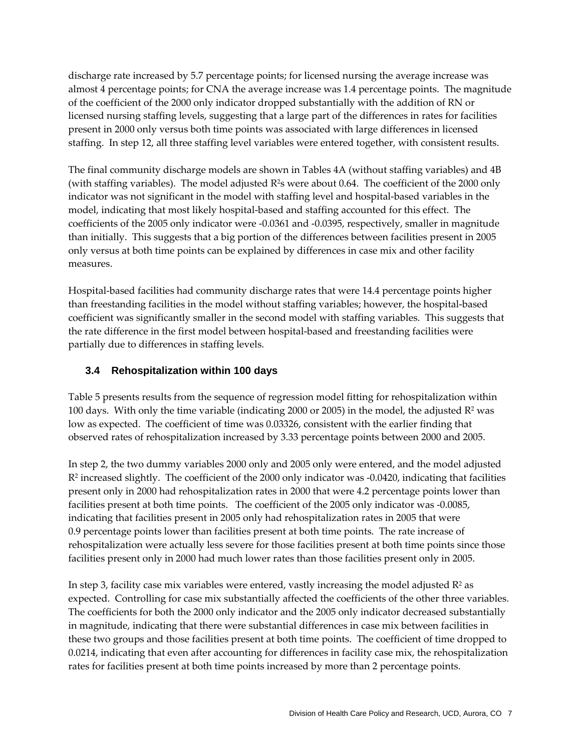discharge rate increased by 5.7 percentage points; for licensed nursing the average increase was almost 4 percentage points; for CNA the average increase was 1.4 percentage points. The magnitude of the coefficient of the 2000 only indicator dropped substantially with the addition of RN or licensed nursing staffing levels, suggesting that a large part of the differences in rates for facilities present in 2000 only versus both time points was associated with large differences in licensed staffing. In step 12, all three staffing level variables were entered together, with consistent results.

The final community discharge models are shown in Tables 4A (without staffing variables) and 4B (with staffing variables). The model adjusted $R^2$s were about 0.64. The coefficient of the 2000 only indicator was not significant in the model with staffing level and hospital-based variables in the model, indicating that most likely hospital-based and staffing accounted for this effect. The coefficients of the 2005 only indicator were -0.0361 and -0.0395, respectively, smaller in magnitude than initially. This suggests that a big portion of the differences between facilities present in 2005 only versus at both time points can be explained by differences in case mix and other facility measures.

Hospital-based facilities had community discharge rates that were 14.4 percentage points higher than freestanding facilities in the model without staffing variables; however, the hospital-based coefficient was significantly smaller in the second model with staffing variables. This suggests that the rate difference in the first model between hospital-based and freestanding facilities were partially due to differences in staffing levels.

### 3.4 Rehospitalization within 100 days

Table 5 presents results from the sequence of regression model fitting for rehospitalization within 100 days. With only the time variable (indicating 2000 or 2005) in the model, the adjusted $R^2$ was low as expected. The coefficient of time was 0.03326, consistent with the earlier finding that observed rates of rehospitalization increased by 3.33 percentage points between 2000 and 2005.

In step 2, the two dummy variables 2000 only and 2005 only were entered, and the model adjusted $R^2$ increased slightly. The coefficient of the 2000 only indicator was -0.0420, indicating that facilities present only in 2000 had rehospitalization rates in 2000 that were 4.2 percentage points lower than facilities present at both time points. The coefficient of the 2005 only indicator was -0.0085, indicating that facilities present in 2005 only had rehospitalization rates in 2005 that were 0.9 percentage points lower than facilities present at both time points. The rate increase of rehospitalization were actually less severe for those facilities present at both time points since those facilities present only in 2000 had much lower rates than those facilities present only in 2005.

In step 3, facility case mix variables were entered, vastly increasing the model adjusted $R^2$ as expected. Controlling for case mix substantially affected the coefficients of the other three variables. The coefficients for both the 2000 only indicator and the 2005 only indicator decreased substantially in magnitude, indicating that there were substantial differences in case mix between facilities in these two groups and those facilities present at both time points. The coefficient of time dropped to 0.0214, indicating that even after accounting for differences in facility case mix, the rehospitalization rates for facilities present at both time points increased by more than 2 percentage points.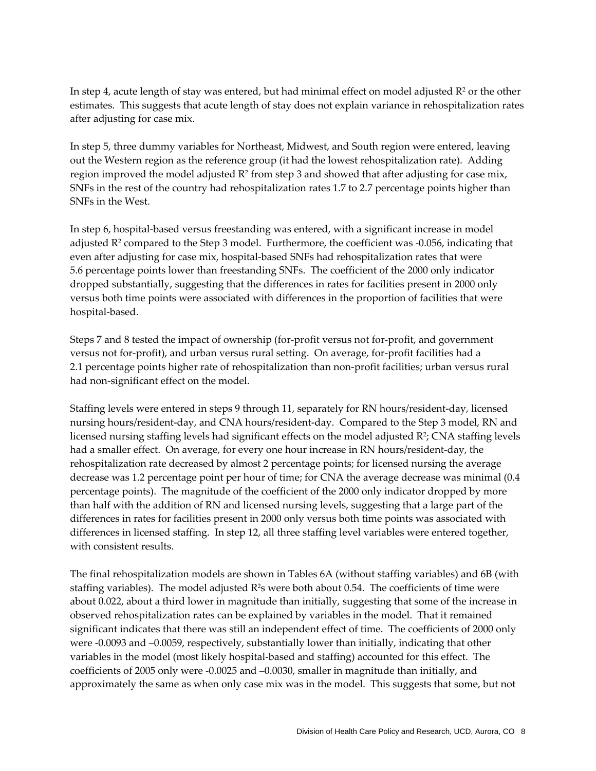In step 4, acute length of stay was entered, but had minimal effect on model adjusted $R^2$ or the other estimates. This suggests that acute length of stay does not explain variance in rehospitalization rates after adjusting for case mix.

In step 5, three dummy variables for Northeast, Midwest, and South region were entered, leaving out the Western region as the reference group (it had the lowest rehospitalization rate). Adding region improved the model adjusted $R^2$ from step 3 and showed that after adjusting for case mix, SNFs in the rest of the country had rehospitalization rates 1.7 to 2.7 percentage points higher than SNFs in the West.

In step 6, hospital-based versus freestanding was entered, with a significant increase in model adjusted $R^2$ compared to the Step 3 model. Furthermore, the coefficient was -0.056, indicating that even after adjusting for case mix, hospital-based SNFs had rehospitalization rates that were 5.6 percentage points lower than freestanding SNFs. The coefficient of the 2000 only indicator dropped substantially, suggesting that the differences in rates for facilities present in 2000 only versus both time points were associated with differences in the proportion of facilities that were hospital-based.

Steps 7 and 8 tested the impact of ownership (for-profit versus not for-profit, and government versus not for-profit), and urban versus rural setting. On average, for-profit facilities had a 2.1 percentage points higher rate of rehospitalization than non-profit facilities; urban versus rural had non-significant effect on the model.

Staffing levels were entered in steps 9 through 11, separately for RN hours/resident-day, licensed nursing hours/resident-day, and CNA hours/resident-day. Compared to the Step 3 model, RN and licensed nursing staffing levels had significant effects on the model adjusted $R^2$; CNA staffing levels had a smaller effect. On average, for every one hour increase in RN hours/resident-day, the rehospitalization rate decreased by almost 2 percentage points; for licensed nursing the average decrease was 1.2 percentage point per hour of time; for CNA the average decrease was minimal (0.4 percentage points). The magnitude of the coefficient of the 2000 only indicator dropped by more than half with the addition of RN and licensed nursing levels, suggesting that a large part of the differences in rates for facilities present in 2000 only versus both time points was associated with differences in licensed staffing. In step 12, all three staffing level variables were entered together, with consistent results.

The final rehospitalization models are shown in Tables 6A (without staffing variables) and 6B (with staffing variables). The model adjusted $R^2$s were both about 0.54. The coefficients of time were about 0.022, about a third lower in magnitude than initially, suggesting that some of the increase in observed rehospitalization rates can be explained by variables in the model. That it remained significant indicates that there was still an independent effect of time. The coefficients of 2000 only were -0.0093 and –0.0059, respectively, substantially lower than initially, indicating that other variables in the model (most likely hospital-based and staffing) accounted for this effect. The coefficients of 2005 only were -0.0025 and –0.0030, smaller in magnitude than initially, and approximately the same as when only case mix was in the model. This suggests that some, but not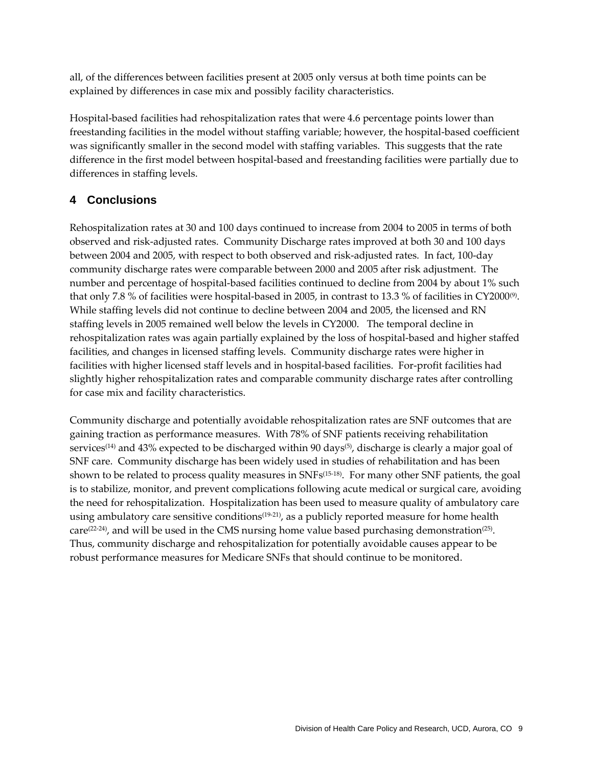all, of the differences between facilities present at 2005 only versus at both time points can be explained by differences in case mix and possibly facility characteristics.

Hospital-based facilities had rehospitalization rates that were 4.6 percentage points lower than freestanding facilities in the model without staffing variable; however, the hospital-based coefficient was significantly smaller in the second model with staffing variables. This suggests that the rate difference in the first model between hospital-based and freestanding facilities were partially due to differences in staffing levels.

## 4 Conclusions

Rehospitalization rates at 30 and 100 days continued to increase from 2004 to 2005 in terms of both observed and risk-adjusted rates. Community Discharge rates improved at both 30 and 100 days between 2004 and 2005, with respect to both observed and risk-adjusted rates. In fact, 100-day community discharge rates were comparable between 2000 and 2005 after risk adjustment. The number and percentage of hospital-based facilities continued to decline from 2004 by about 1% such that only 7.8 % of facilities were hospital-based in 2005, in contrast to 13.3 % of facilities in CY2000[9]. While staffing levels did not continue to decline between 2004 and 2005, the licensed and RN staffing levels in 2005 remained well below the levels in CY2000. The temporal decline in rehospitalization rates was again partially explained by the loss of hospital-based and higher staffed facilities, and changes in licensed staffing levels. Community discharge rates were higher in facilities with higher licensed staff levels and in hospital-based facilities. For-profit facilities had slightly higher rehospitalization rates and comparable community discharge rates after controlling for case mix and facility characteristics.

Community discharge and potentially avoidable rehospitalization rates are SNF outcomes that are gaining traction as performance measures. With 78% of SNF patients receiving rehabilitation services[14] and 43% expected to be discharged within 90 days[5], discharge is clearly a major goal of SNF care. Community discharge has been widely used in studies of rehabilitation and has been shown to be related to process quality measures in SNFs[15-18]. For many other SNF patients, the goal is to stabilize, monitor, and prevent complications following acute medical or surgical care, avoiding the need for rehospitalization. Hospitalization has been used to measure quality of ambulatory care using ambulatory care sensitive conditions[19-21], as a publicly reported measure for home health care[22-24], and will be used in the CMS nursing home value based purchasing demonstration[25]. Thus, community discharge and rehospitalization for potentially avoidable causes appear to be robust performance measures for Medicare SNFs that should continue to be monitored.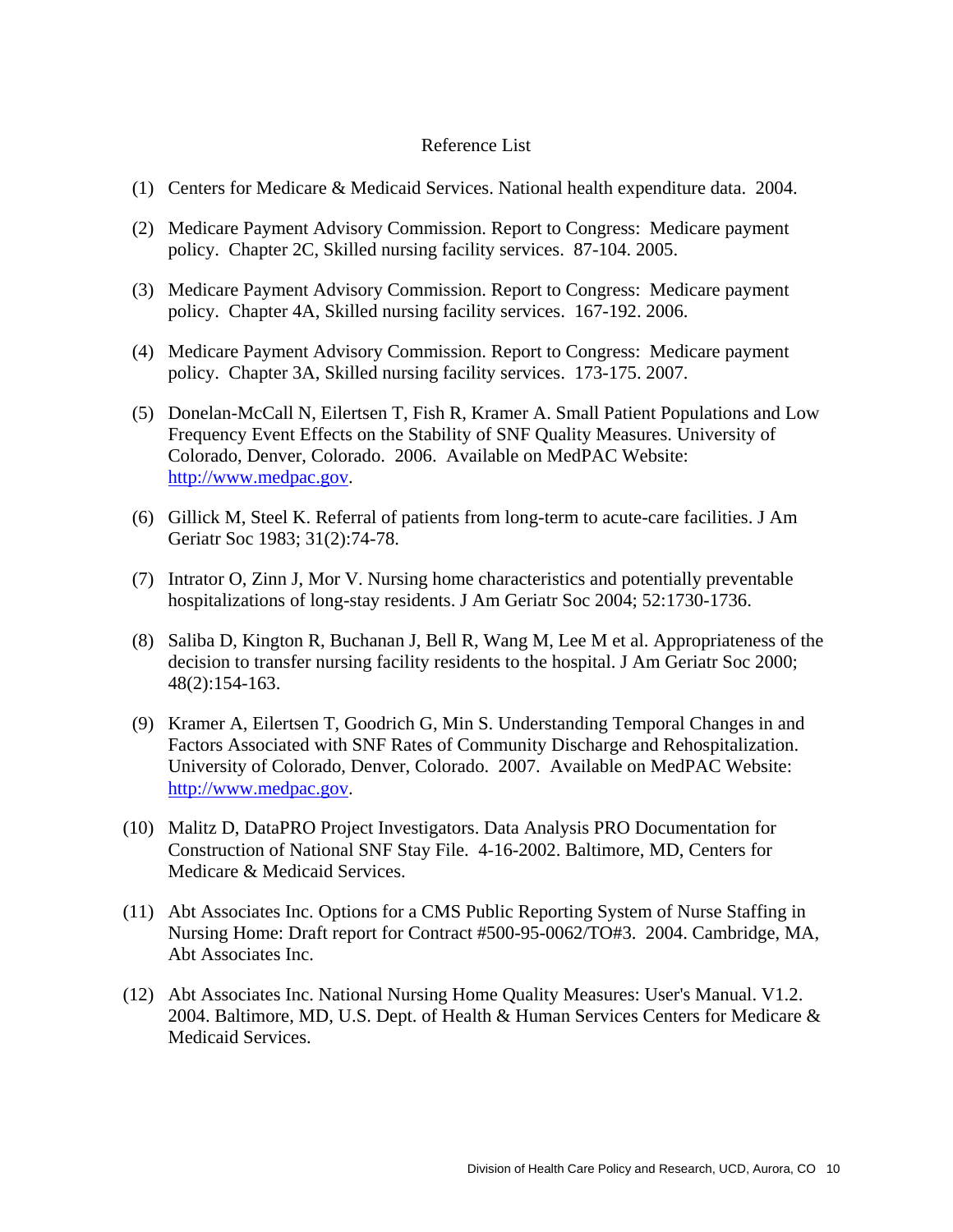# Reference List

(1) Centers for Medicare & Medicaid Services. National health expenditure data. 2004.

(2) Medicare Payment Advisory Commission. Report to Congress: Medicare payment policy. Chapter 2C, Skilled nursing facility services. 87-104. 2005.

(3) Medicare Payment Advisory Commission. Report to Congress: Medicare payment policy. Chapter 4A, Skilled nursing facility services. 167-192. 2006.

(4) Medicare Payment Advisory Commission. Report to Congress: Medicare payment policy. Chapter 3A, Skilled nursing facility services. 173-175. 2007.

(5) Donelan-McCall N, Eilertsen T, Fish R, Kramer A. Small Patient Populations and Low Frequency Event Effects on the Stability of SNF Quality Measures. University of Colorado, Denver, Colorado. 2006. Available on MedPAC Website: http://www.medpac.gov.

(6) Gillick M, Steel K. Referral of patients from long-term to acute-care facilities. J Am Geriatr Soc 1983; 31(2):74-78.

(7) Intrator O, Zinn J, Mor V. Nursing home characteristics and potentially preventable hospitalizations of long-stay residents. J Am Geriatr Soc 2004; 52:1730-1736.

(8) Saliba D, Kington R, Buchanan J, Bell R, Wang M, Lee M et al. Appropriateness of the decision to transfer nursing facility residents to the hospital. J Am Geriatr Soc 2000; 48(2):154-163.

(9) Kramer A, Eilertsen T, Goodrich G, Min S. Understanding Temporal Changes in and Factors Associated with SNF Rates of Community Discharge and Rehospitalization. University of Colorado, Denver, Colorado. 2007. Available on MedPAC Website: http://www.medpac.gov.

(10) Malitz D, DataPRO Project Investigators. Data Analysis PRO Documentation for Construction of National SNF Stay File. 4-16-2002. Baltimore, MD, Centers for Medicare & Medicaid Services.

(11) Abt Associates Inc. Options for a CMS Public Reporting System of Nurse Staffing in Nursing Home: Draft report for Contract #500-95-0062/TO#3. 2004. Cambridge, MA, Abt Associates Inc.

(12) Abt Associates Inc. National Nursing Home Quality Measures: User's Manual. V1.2. 2004. Baltimore, MD, U.S. Dept. of Health & Human Services Centers for Medicare & Medicaid Services.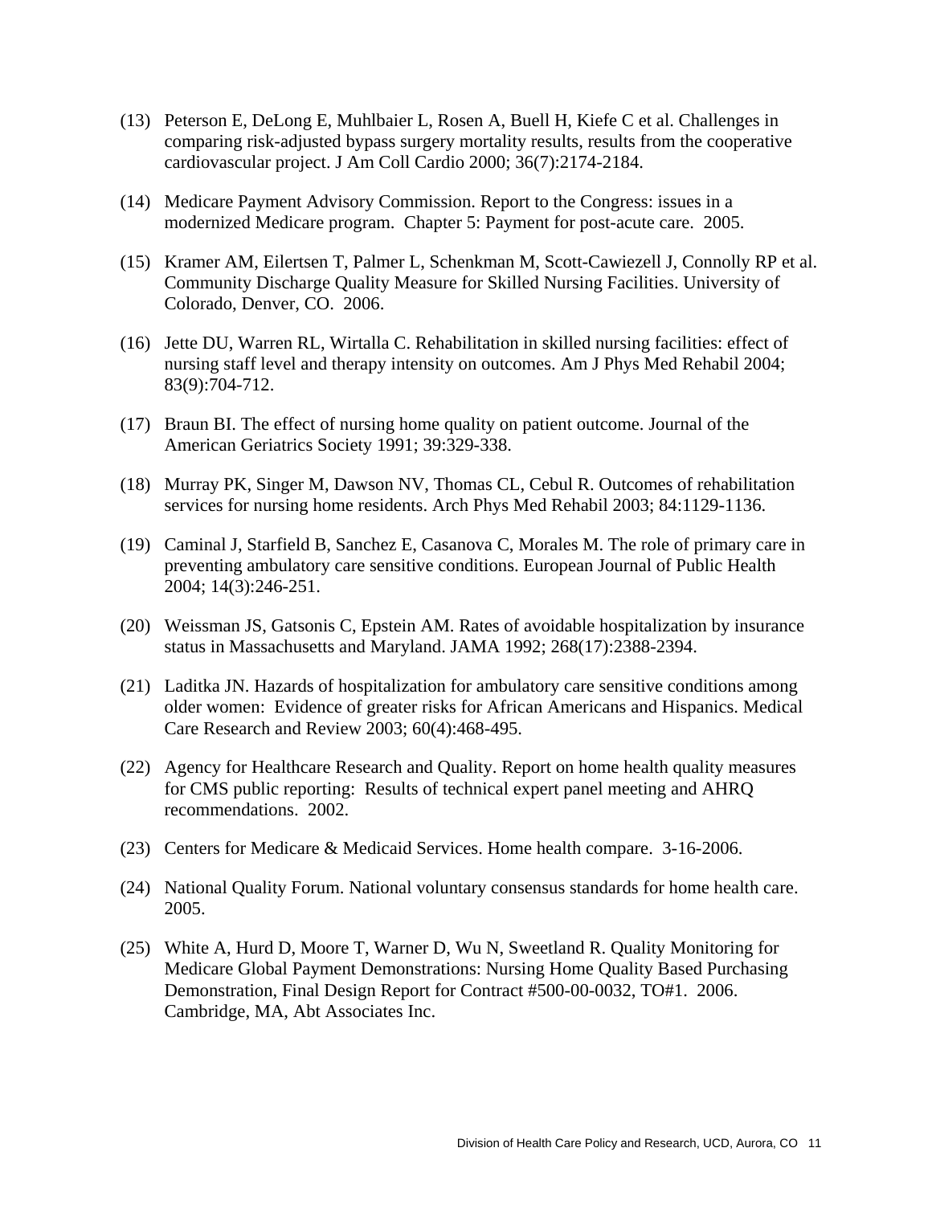(13) Peterson E, DeLong E, Muhlbaier L, Rosen A, Buell H, Kiefe C et al. Challenges in comparing risk-adjusted bypass surgery mortality results, results from the cooperative cardiovascular project. J Am Coll Cardio 2000; 36(7):2174-2184.

(14) Medicare Payment Advisory Commission. Report to the Congress: issues in a modernized Medicare program. Chapter 5: Payment for post-acute care. 2005.

(15) Kramer AM, Eilertsen T, Palmer L, Schenkman M, Scott-Cawiezell J, Connolly RP et al. Community Discharge Quality Measure for Skilled Nursing Facilities. University of Colorado, Denver, CO. 2006.

(16) Jette DU, Warren RL, Wirtalla C. Rehabilitation in skilled nursing facilities: effect of nursing staff level and therapy intensity on outcomes. Am J Phys Med Rehabil 2004; 83(9):704-712.

(17) Braun BI. The effect of nursing home quality on patient outcome. Journal of the American Geriatrics Society 1991; 39:329-338.

(18) Murray PK, Singer M, Dawson NV, Thomas CL, Cebul R. Outcomes of rehabilitation services for nursing home residents. Arch Phys Med Rehabil 2003; 84:1129-1136.

(19) Caminal J, Starfield B, Sanchez E, Casanova C, Morales M. The role of primary care in preventing ambulatory care sensitive conditions. European Journal of Public Health 2004; 14(3):246-251.

(20) Weissman JS, Gatsonis C, Epstein AM. Rates of avoidable hospitalization by insurance status in Massachusetts and Maryland. JAMA 1992; 268(17):2388-2394.

(21) Laditka JN. Hazards of hospitalization for ambulatory care sensitive conditions among older women: Evidence of greater risks for African Americans and Hispanics. Medical Care Research and Review 2003; 60(4):468-495.

(22) Agency for Healthcare Research and Quality. Report on home health quality measures for CMS public reporting: Results of technical expert panel meeting and AHRQ recommendations. 2002.

(23) Centers for Medicare & Medicaid Services. Home health compare. 3-16-2006.

(24) National Quality Forum. National voluntary consensus standards for home health care. 2005.

(25) White A, Hurd D, Moore T, Warner D, Wu N, Sweetland R. Quality Monitoring for Medicare Global Payment Demonstrations: Nursing Home Quality Based Purchasing Demonstration, Final Design Report for Contract #500-00-0032, TO#1. 2006. Cambridge, MA, Abt Associates Inc.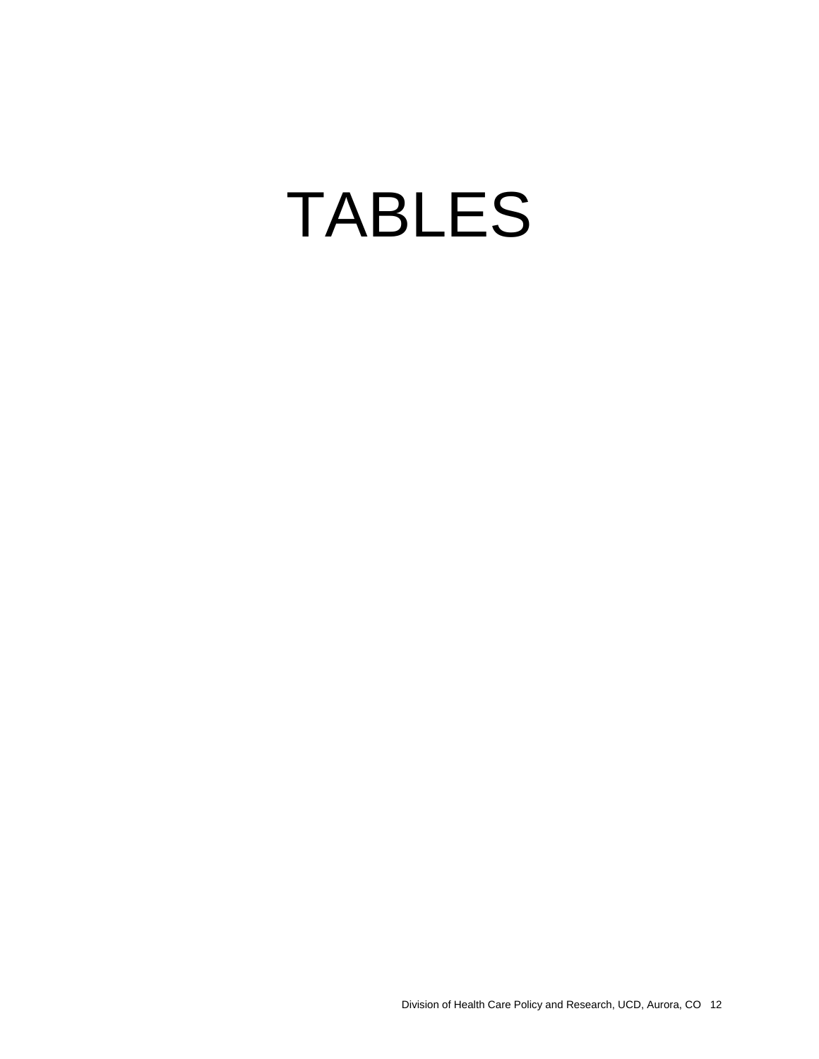# TABLES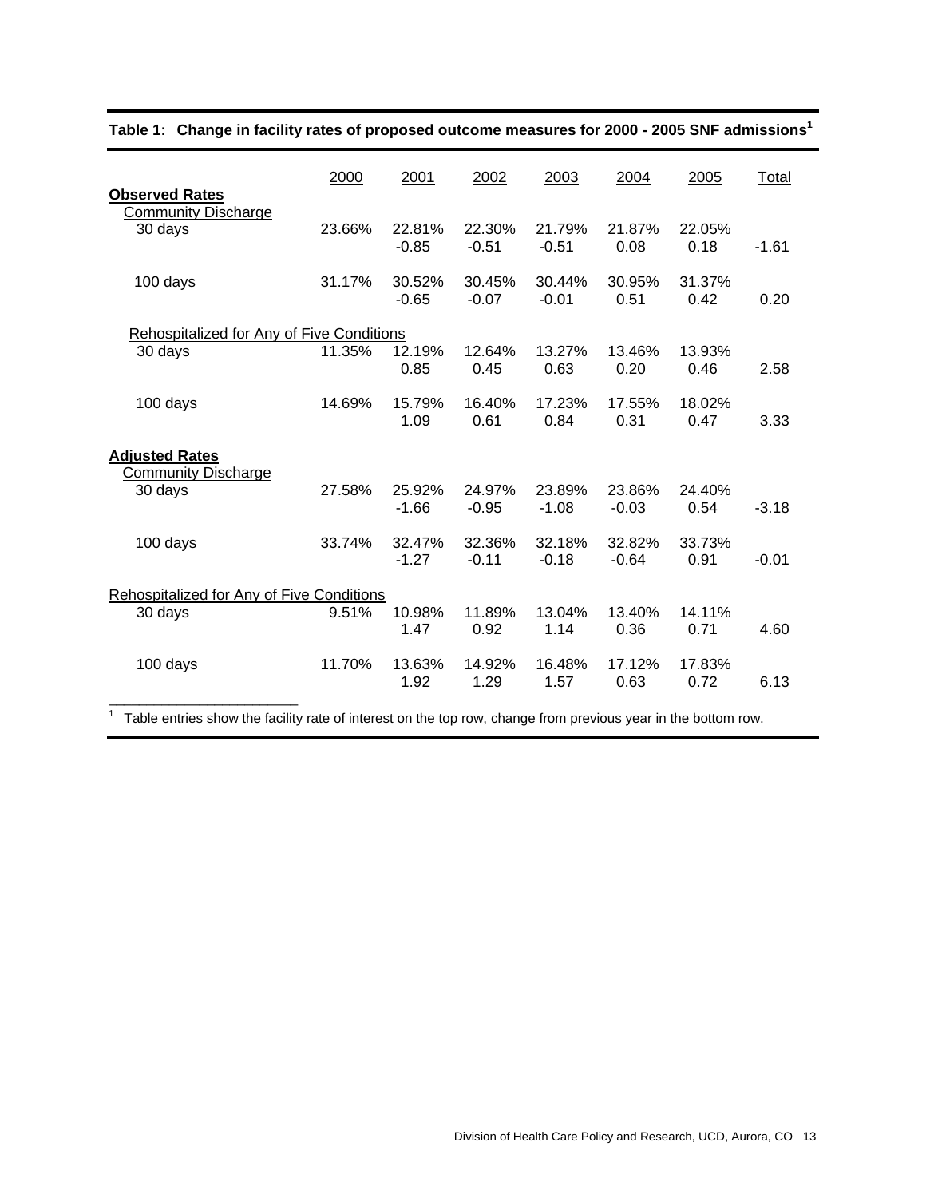**Table 1: Change in facility rates of proposed outcome measures for 2000 - 2005 SNF admissions[1]**

| | 2000 | 2001 | 2002 | 2003 | 2004 | 2005 | Total |
|---|---|---|---|---|---|---|---|
| **Observed Rates** | | | | | | | |
| Community Discharge | | | | | | | |
| 30 days | 23.66% | 22.81% | 22.30% | 21.79% | 21.87% | 22.05% | |
| | | -0.85 | -0.51 | -0.51 | 0.08 | 0.18 | -1.61 |
| 100 days | 31.17% | 30.52% | 30.45% | 30.44% | 30.95% | 31.37% | |
| | | -0.65 | -0.07 | -0.01 | 0.51 | 0.42 | 0.20 |
| Rehospitalized for Any of Five Conditions | | | | | | | |
| 30 days | 11.35% | 12.19% | 12.64% | 13.27% | 13.46% | 13.93% | |
| | | 0.85 | 0.45 | 0.63 | 0.20 | 0.46 | 2.58 |
| 100 days | 14.69% | 15.79% | 16.40% | 17.23% | 17.55% | 18.02% | |
| | | 1.09 | 0.61 | 0.84 | 0.31 | 0.47 | 3.33 |
| **Adjusted Rates** | | | | | | | |
| Community Discharge | | | | | | | |
| 30 days | 27.58% | 25.92% | 24.97% | 23.89% | 23.86% | 24.40% | |
| | | -1.66 | -0.95 | -1.08 | -0.03 | 0.54 | -3.18 |
| 100 days | 33.74% | 32.47% | 32.36% | 32.18% | 32.82% | 33.73% | |
| | | -1.27 | -0.11 | -0.18 | -0.64 | 0.91 | -0.01 |
| Rehospitalized for Any of Five Conditions | | | | | | | |
| 30 days | 9.51% | 10.98% | 11.89% | 13.04% | 13.40% | 14.11% | |
| | | 1.47 | 0.92 | 1.14 | 0.36 | 0.71 | 4.60 |
| 100 days | 11.70% | 13.63% | 14.92% | 16.48% | 17.12% | 17.83% | |
| | | 1.92 | 1.29 | 1.57 | 0.63 | 0.72 | 6.13 |

[1] Table entries show the facility rate of interest on the top row, change from previous year in the bottom row.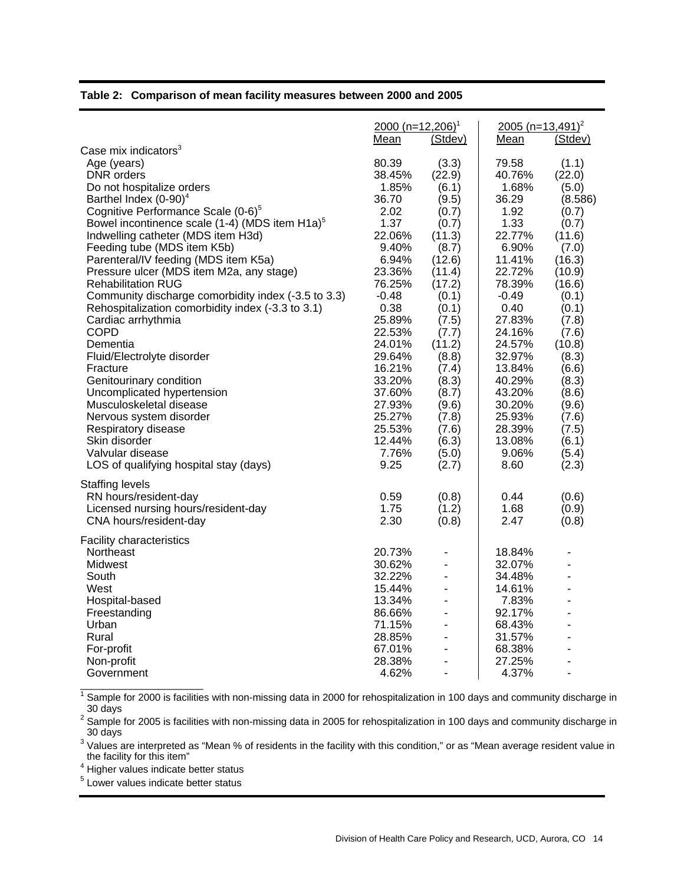**Table 2: Comparison of mean facility measures between 2000 and 2005**

| | 2000 (n=12,206)[1] | | 2005 (n=13,491)[2] | |
|---|---|---|---|---|
| | Mean | (Stdev) | Mean | (Stdev) |
| Case mix indicators[3] | | | | |
| Age (years) | 80.39 | (3.3) | 79.58 | (1.1) |
| DNR orders | 38.45% | (22.9) | 40.76% | (22.0) |
| Do not hospitalize orders | 1.85% | (6.1) | 1.68% | (5.0) |
| Barthel Index (0-90)[4] | 36.70 | (9.5) | 36.29 | (8.586) |
| Cognitive Performance Scale (0-6)[5] | 2.02 | (0.7) | 1.92 | (0.7) |
| Bowel incontinence scale (1-4) (MDS item H1a)[5] | 1.37 | (0.7) | 1.33 | (0.7) |
| Indwelling catheter (MDS item H3d) | 22.06% | (11.3) | 22.77% | (11.6) |
| Feeding tube (MDS item K5b) | 9.40% | (8.7) | 6.90% | (7.0) |
| Parenteral/IV feeding (MDS item K5a) | 6.94% | (12.6) | 11.41% | (16.3) |
| Pressure ulcer (MDS item M2a, any stage) | 23.36% | (11.4) | 22.72% | (10.9) |
| Rehabilitation RUG | 76.25% | (17.2) | 78.39% | (16.6) |
| Community discharge comorbidity index (-3.5 to 3.3) | -0.48 | (0.1) | -0.49 | (0.1) |
| Rehospitalization comorbidity index (-3.3 to 3.1) | 0.38 | (0.1) | 0.40 | (0.1) |
| Cardiac arrhythmia | 25.89% | (7.5) | 27.83% | (7.8) |
| COPD | 22.53% | (7.7) | 24.16% | (7.6) |
| Dementia | 24.01% | (11.2) | 24.57% | (10.8) |
| Fluid/Electrolyte disorder | 29.64% | (8.8) | 32.97% | (8.3) |
| Fracture | 16.21% | (7.4) | 13.84% | (6.6) |
| Genitourinary condition | 33.20% | (8.3) | 40.29% | (8.3) |
| Uncomplicated hypertension | 37.60% | (8.7) | 43.20% | (8.6) |
| Musculoskeletal disease | 27.93% | (9.6) | 30.20% | (9.6) |
| Nervous system disorder | 25.27% | (7.8) | 25.93% | (7.6) |
| Respiratory disease | 25.53% | (7.6) | 28.39% | (7.5) |
| Skin disorder | 12.44% | (6.3) | 13.08% | (6.1) |
| Valvular disease | 7.76% | (5.0) | 9.06% | (5.4) |
| LOS of qualifying hospital stay (days) | 9.25 | (2.7) | 8.60 | (2.3) |
| Staffing levels | | | | |
| RN hours/resident-day | 0.59 | (0.8) | 0.44 | (0.6) |
| Licensed nursing hours/resident-day | 1.75 | (1.2) | 1.68 | (0.9) |
| CNA hours/resident-day | 2.30 | (0.8) | 2.47 | (0.8) |
| Facility characteristics | | | | |
| Northeast | 20.73% | - | 18.84% | - |
| Midwest | 30.62% | - | 32.07% | - |
| South | 32.22% | - | 34.48% | - |
| West | 15.44% | - | 14.61% | - |
| Hospital-based | 13.34% | - | 7.83% | - |
| Freestanding | 86.66% | - | 92.17% | - |
| Urban | 71.15% | - | 68.43% | - |
| Rural | 28.85% | - | 31.57% | - |
| For-profit | 67.01% | - | 68.38% | - |
| Non-profit | 28.38% | - | 27.25% | - |
| Government | 4.62% | - | 4.37% | - |

[1] Sample for 2000 is facilities with non-missing data in 2000 for rehospitalization in 100 days and community discharge in 30 days

[2] Sample for 2005 is facilities with non-missing data in 2005 for rehospitalization in 100 days and community discharge in 30 days

[3] Values are interpreted as "Mean % of residents in the facility with this condition," or as "Mean average resident value in the facility for this item"

[4] Higher values indicate better status

[5] Lower values indicate better status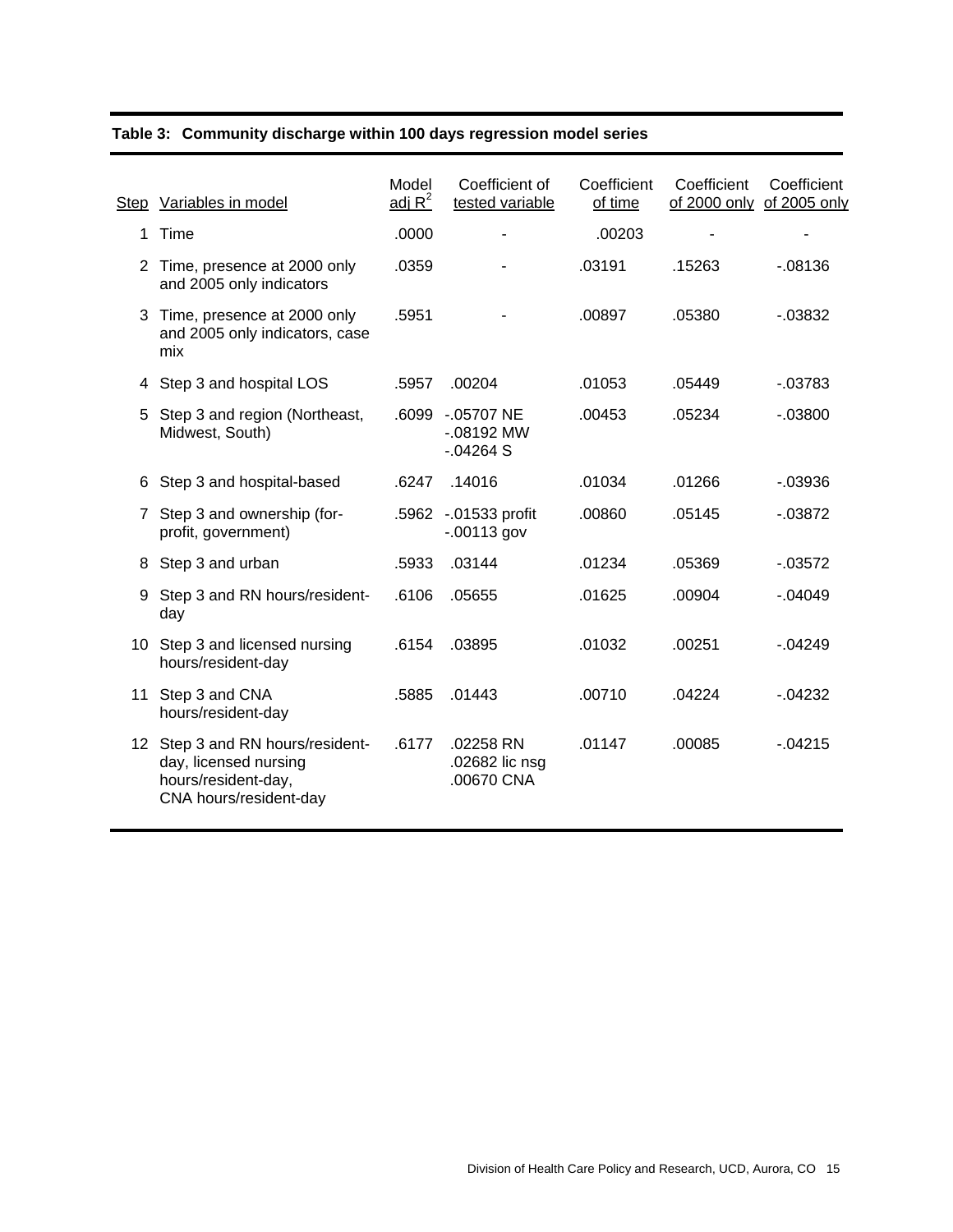**Table 3: Community discharge within 100 days regression model series**

| Step | Variables in model | Model adj $R^2$ | Coefficient of tested variable | Coefficient of time | Coefficient of 2000 only | Coefficient of 2005 only |
|---|---|---|---|---|---|---|
| 1 | Time | .0000 | - | .00203 | - | - |
| 2 | Time, presence at 2000 only and 2005 only indicators | .0359 | - | .03191 | .15263 | -.08136 |
| 3 | Time, presence at 2000 only and 2005 only indicators, case mix | .5951 | - | .00897 | .05380 | -.03832 |
| 4 | Step 3 and hospital LOS | .5957 | .00204 | .01053 | .05449 | -.03783 |
| 5 | Step 3 and region (Northeast, Midwest, South) | .6099 | -.05707 NE<br>-.08192 MW<br>-.04264 S | .00453 | .05234 | -.03800 |
| 6 | Step 3 and hospital-based | .6247 | .14016 | .01034 | .01266 | -.03936 |
| 7 | Step 3 and ownership (for-profit, government) | .5962 | -.01533 profit<br>-.00113 gov | .00860 | .05145 | -.03872 |
| 8 | Step 3 and urban | .5933 | .03144 | .01234 | .05369 | -.03572 |
| 9 | Step 3 and RN hours/resident-day | .6106 | .05655 | .01625 | .00904 | -.04049 |
| 10 | Step 3 and licensed nursing hours/resident-day | .6154 | .03895 | .01032 | .00251 | -.04249 |
| 11 | Step 3 and CNA hours/resident-day | .5885 | .01443 | .00710 | .04224 | -.04232 |
| 12 | Step 3 and RN hours/resident-day, licensed nursing hours/resident-day, CNA hours/resident-day | .6177 | .02258 RN<br>.02682 lic nsg<br>.00670 CNA | .01147 | .00085 | -.04215 |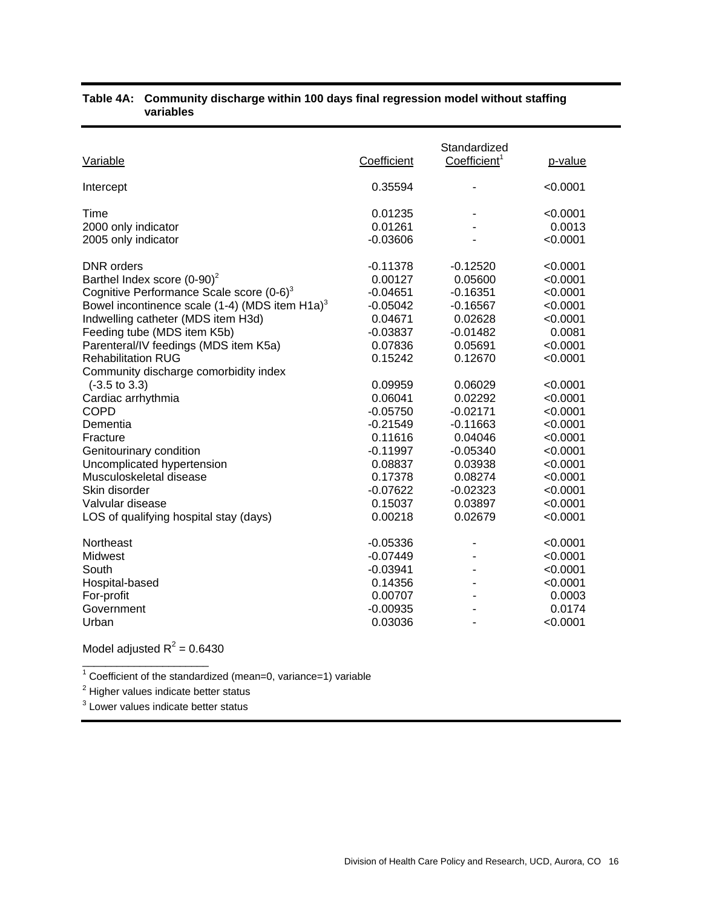**Table 4A: Community discharge within 100 days final regression model without staffing variables**

| Variable | Coefficient | Standardized Coefficient[1] | p-value |
|---|---|---|---|
| Intercept | 0.35594 | - | <0.0001 |
| Time | 0.01235 | - | <0.0001 |
| 2000 only indicator | 0.01261 | - | 0.0013 |
| 2005 only indicator | -0.03606 | - | <0.0001 |
| DNR orders | -0.11378 | -0.12520 | <0.0001 |
| Barthel Index score (0-90)[2] | 0.00127 | 0.05600 | <0.0001 |
| Cognitive Performance Scale score (0-6)[3] | -0.04651 | -0.16351 | <0.0001 |
| Bowel incontinence scale (1-4) (MDS item H1a)[3] | -0.05042 | -0.16567 | <0.0001 |
| Indwelling catheter (MDS item H3d) | 0.04671 | 0.02628 | <0.0001 |
| Feeding tube (MDS item K5b) | -0.03837 | -0.01482 | 0.0081 |
| Parenteral/IV feedings (MDS item K5a) | 0.07836 | 0.05691 | <0.0001 |
| Rehabilitation RUG | 0.15242 | 0.12670 | <0.0001 |
| Community discharge comorbidity index (-3.5 to 3.3) | 0.09959 | 0.06029 | <0.0001 |
| Cardiac arrhythmia | 0.06041 | 0.02292 | <0.0001 |
| COPD | -0.05750 | -0.02171 | <0.0001 |
| Dementia | -0.21549 | -0.11663 | <0.0001 |
| Fracture | 0.11616 | 0.04046 | <0.0001 |
| Genitourinary condition | -0.11997 | -0.05340 | <0.0001 |
| Uncomplicated hypertension | 0.08837 | 0.03938 | <0.0001 |
| Musculoskeletal disease | 0.17378 | 0.08274 | <0.0001 |
| Skin disorder | -0.07622 | -0.02323 | <0.0001 |
| Valvular disease | 0.15037 | 0.03897 | <0.0001 |
| LOS of qualifying hospital stay (days) | 0.00218 | 0.02679 | <0.0001 |
| Northeast | -0.05336 | - | <0.0001 |
| Midwest | -0.07449 | - | <0.0001 |
| South | -0.03941 | - | <0.0001 |
| Hospital-based | 0.14356 | - | <0.0001 |
| For-profit | 0.00707 | - | 0.0003 |
| Government | -0.00935 | - | 0.0174 |
| Urban | 0.03036 | - | <0.0001 |

Model adjusted $R^2 = 0.6430$

[1] Coefficient of the standardized (mean=0, variance=1) variable

[2] Higher values indicate better status

[3] Lower values indicate better status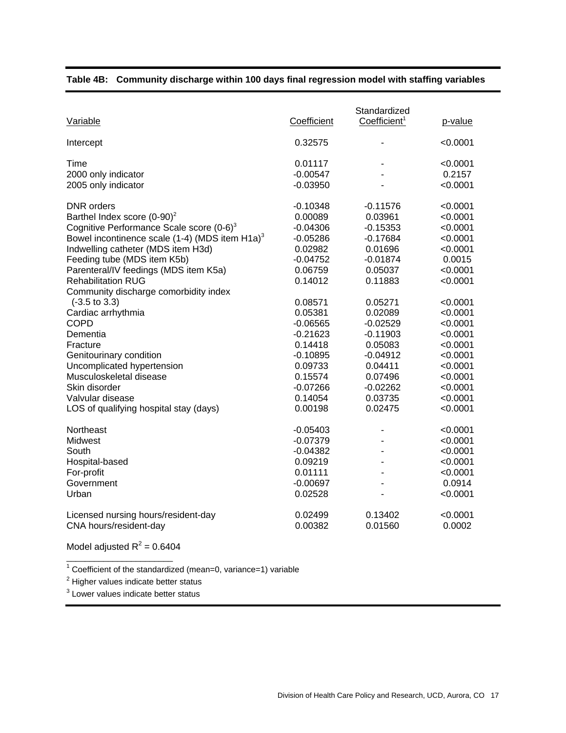**Table 4B: Community discharge within 100 days final regression model with staffing variables**

| Variable | Coefficient | Standardized Coefficient[1] | p-value |
|---|---|---|---|
| Intercept | 0.32575 | - | <0.0001 |
| Time | 0.01117 | - | <0.0001 |
| 2000 only indicator | -0.00547 | - | 0.2157 |
| 2005 only indicator | -0.03950 | - | <0.0001 |
| DNR orders | -0.10348 | -0.11576 | <0.0001 |
| Barthel Index score (0-90)[2] | 0.00089 | 0.03961 | <0.0001 |
| Cognitive Performance Scale score (0-6)[3] | -0.04306 | -0.15353 | <0.0001 |
| Bowel incontinence scale (1-4) (MDS item H1a)[3] | -0.05286 | -0.17684 | <0.0001 |
| Indwelling catheter (MDS item H3d) | 0.02982 | 0.01696 | <0.0001 |
| Feeding tube (MDS item K5b) | -0.04752 | -0.01874 | 0.0015 |
| Parenteral/IV feedings (MDS item K5a) | 0.06759 | 0.05037 | <0.0001 |
| Rehabilitation RUG | 0.14012 | 0.11883 | <0.0001 |
| Community discharge comorbidity index (-3.5 to 3.3) | 0.08571 | 0.05271 | <0.0001 |
| Cardiac arrhythmia | 0.05381 | 0.02089 | <0.0001 |
| COPD | -0.06565 | -0.02529 | <0.0001 |
| Dementia | -0.21623 | -0.11903 | <0.0001 |
| Fracture | 0.14418 | 0.05083 | <0.0001 |
| Genitourinary condition | -0.10895 | -0.04912 | <0.0001 |
| Uncomplicated hypertension | 0.09733 | 0.04411 | <0.0001 |
| Musculoskeletal disease | 0.15574 | 0.07496 | <0.0001 |
| Skin disorder | -0.07266 | -0.02262 | <0.0001 |
| Valvular disease | 0.14054 | 0.03735 | <0.0001 |
| LOS of qualifying hospital stay (days) | 0.00198 | 0.02475 | <0.0001 |
| Northeast | -0.05403 | - | <0.0001 |
| Midwest | -0.07379 | - | <0.0001 |
| South | -0.04382 | - | <0.0001 |
| Hospital-based | 0.09219 | - | <0.0001 |
| For-profit | 0.01111 | - | <0.0001 |
| Government | -0.00697 | - | 0.0914 |
| Urban | 0.02528 | - | <0.0001 |
| Licensed nursing hours/resident-day | 0.02499 | 0.13402 | <0.0001 |
| CNA hours/resident-day | 0.00382 | 0.01560 | 0.0002 |

Model adjusted $R^2 = 0.6404$

[1] Coefficient of the standardized (mean=0, variance=1) variable

[2] Higher values indicate better status

[3] Lower values indicate better status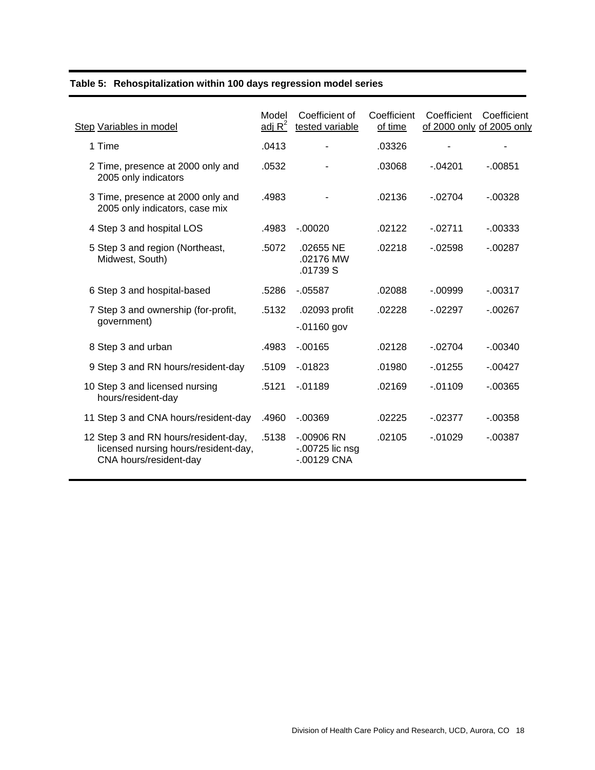**Table 5: Rehospitalization within 100 days regression model series**

| Step | Variables in model | Model adj $R^2$ | Coefficient of tested variable | Coefficient of time | Coefficient of 2000 only | Coefficient of 2005 only |
|---|---|---|---|---|---|---|
| 1 | Time | .0413 | - | .03326 | - | - |
| 2 | Time, presence at 2000 only and 2005 only indicators | .0532 | - | .03068 | -.04201 | -.00851 |
| 3 | Time, presence at 2000 only and 2005 only indicators, case mix | .4983 | - | .02136 | -.02704 | -.00328 |
| 4 | Step 3 and hospital LOS | .4983 | -.00020 | .02122 | -.02711 | -.00333 |
| 5 | Step 3 and region (Northeast, Midwest, South) | .5072 | .02655 NE<br>.02176 MW<br>.01739 S | .02218 | -.02598 | -.00287 |
| 6 | Step 3 and hospital-based | .5286 | -.05587 | .02088 | -.00999 | -.00317 |
| 7 | Step 3 and ownership (for-profit, government) | .5132 | .02093 profit<br>-.01160 gov | .02228 | -.02297 | -.00267 |
| 8 | Step 3 and urban | .4983 | -.00165 | .02128 | -.02704 | -.00340 |
| 9 | Step 3 and RN hours/resident-day | .5109 | -.01823 | .01980 | -.01255 | -.00427 |
| 10 | Step 3 and licensed nursing hours/resident-day | .5121 | -.01189 | .02169 | -.01109 | -.00365 |
| 11 | Step 3 and CNA hours/resident-day | .4960 | -.00369 | .02225 | -.02377 | -.00358 |
| 12 | Step 3 and RN hours/resident-day, licensed nursing hours/resident-day, CNA hours/resident-day | .5138 | -.00906 RN<br>-.00725 lic nsg<br>-.00129 CNA | .02105 | -.01029 | -.00387 |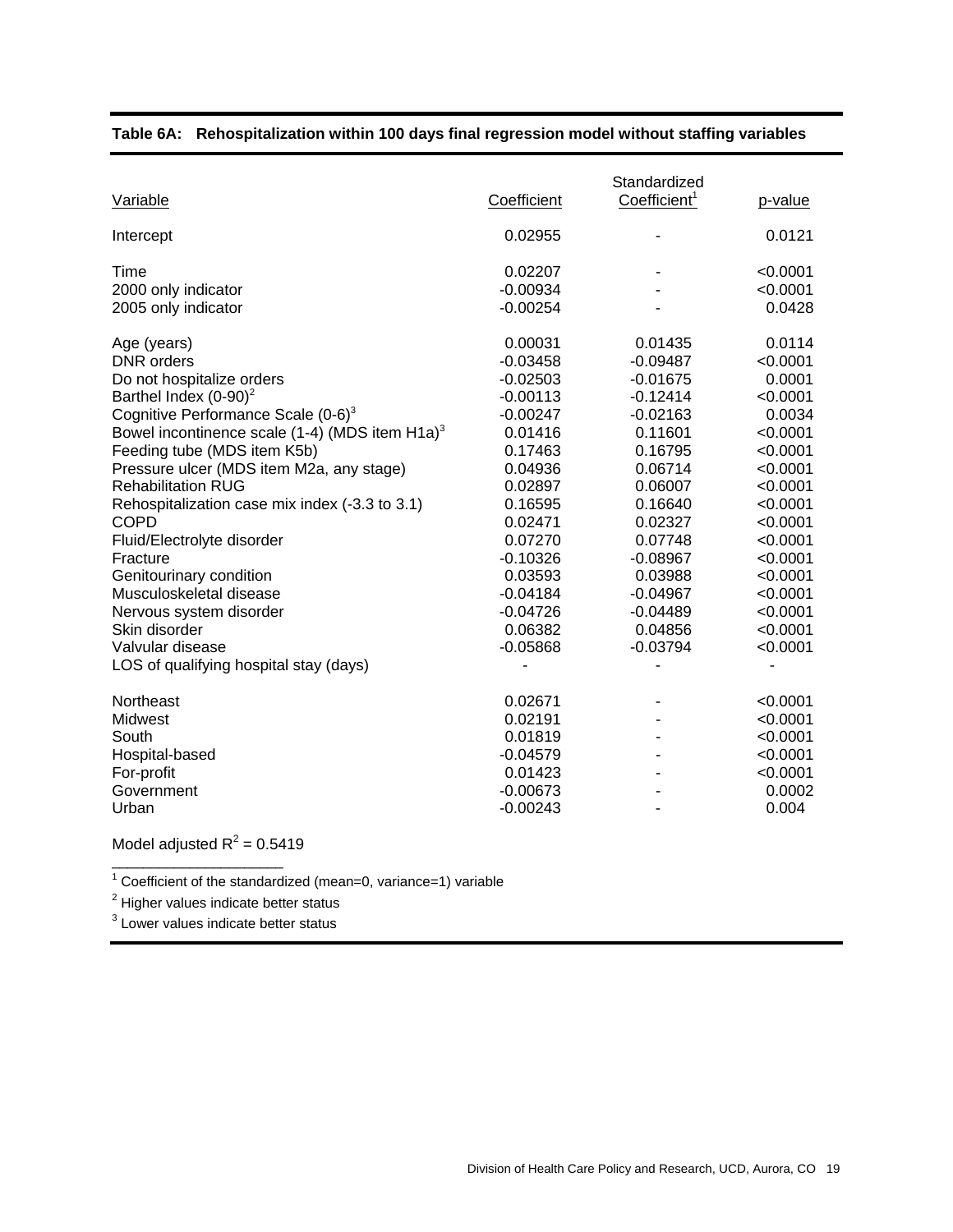**Table 6A: Rehospitalization within 100 days final regression model without staffing variables**

| Variable | Coefficient | Standardized Coefficient[1] | p-value |
|---|---|---|---|
| Intercept | 0.02955 | - | 0.0121 |
| Time | 0.02207 | - | <0.0001 |
| 2000 only indicator | -0.00934 | - | <0.0001 |
| 2005 only indicator | -0.00254 | - | 0.0428 |
| Age (years) | 0.00031 | 0.01435 | 0.0114 |
| DNR orders | -0.03458 | -0.09487 | <0.0001 |
| Do not hospitalize orders | -0.02503 | -0.01675 | 0.0001 |
| Barthel Index (0-90)[2] | -0.00113 | -0.12414 | <0.0001 |
| Cognitive Performance Scale (0-6)[3] | -0.00247 | -0.02163 | 0.0034 |
| Bowel incontinence scale (1-4) (MDS item H1a)[3] | 0.01416 | 0.11601 | <0.0001 |
| Feeding tube (MDS item K5b) | 0.17463 | 0.16795 | <0.0001 |
| Pressure ulcer (MDS item M2a, any stage) | 0.04936 | 0.06714 | <0.0001 |
| Rehabilitation RUG | 0.02897 | 0.06007 | <0.0001 |
| Rehospitalization case mix index (-3.3 to 3.1) | 0.16595 | 0.16640 | <0.0001 |
| COPD | 0.02471 | 0.02327 | <0.0001 |
| Fluid/Electrolyte disorder | 0.07270 | 0.07748 | <0.0001 |
| Fracture | -0.10326 | -0.08967 | <0.0001 |
| Genitourinary condition | 0.03593 | 0.03988 | <0.0001 |
| Musculoskeletal disease | -0.04184 | -0.04967 | <0.0001 |
| Nervous system disorder | -0.04726 | -0.04489 | <0.0001 |
| Skin disorder | 0.06382 | 0.04856 | <0.0001 |
| Valvular disease | -0.05868 | -0.03794 | <0.0001 |
| LOS of qualifying hospital stay (days) | - | - | - |
| Northeast | 0.02671 | - | <0.0001 |
| Midwest | 0.02191 | - | <0.0001 |
| South | 0.01819 | - | <0.0001 |
| Hospital-based | -0.04579 | - | <0.0001 |
| For-profit | 0.01423 | - | <0.0001 |
| Government | -0.00673 | - | 0.0002 |
| Urban | -0.00243 | - | 0.004 |

Model adjusted $R^2 = 0.5419$

[1] Coefficient of the standardized (mean=0, variance=1) variable

[2] Higher values indicate better status

[3] Lower values indicate better status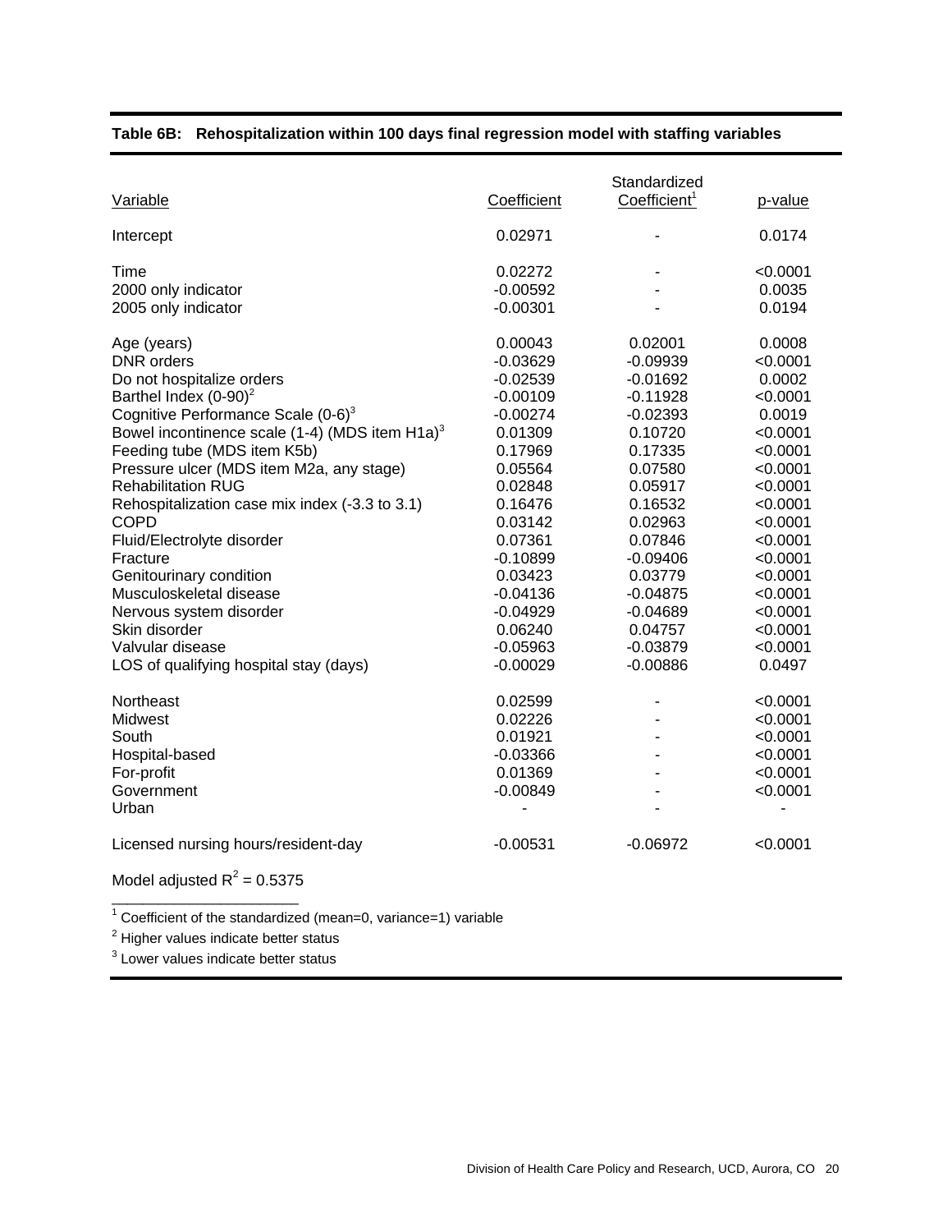**Table 6B: Rehospitalization within 100 days final regression model with staffing variables**

| Variable | Coefficient | Standardized Coefficient[1] | p-value |
|---|---|---|---|
| Intercept | 0.02971 | - | 0.0174 |
| Time | 0.02272 | - | <0.0001 |
| 2000 only indicator | -0.00592 | - | 0.0035 |
| 2005 only indicator | -0.00301 | - | 0.0194 |
| Age (years) | 0.00043 | 0.02001 | 0.0008 |
| DNR orders | -0.03629 | -0.09939 | <0.0001 |
| Do not hospitalize orders | -0.02539 | -0.01692 | 0.0002 |
| Barthel Index (0-90)[2] | -0.00109 | -0.11928 | <0.0001 |
| Cognitive Performance Scale (0-6)[3] | -0.00274 | -0.02393 | 0.0019 |
| Bowel incontinence scale (1-4) (MDS item H1a)[3] | 0.01309 | 0.10720 | <0.0001 |
| Feeding tube (MDS item K5b) | 0.17969 | 0.17335 | <0.0001 |
| Pressure ulcer (MDS item M2a, any stage) | 0.05564 | 0.07580 | <0.0001 |
| Rehabilitation RUG | 0.02848 | 0.05917 | <0.0001 |
| Rehospitalization case mix index (-3.3 to 3.1) | 0.16476 | 0.16532 | <0.0001 |
| COPD | 0.03142 | 0.02963 | <0.0001 |
| Fluid/Electrolyte disorder | 0.07361 | 0.07846 | <0.0001 |
| Fracture | -0.10899 | -0.09406 | <0.0001 |
| Genitourinary condition | 0.03423 | 0.03779 | <0.0001 |
| Musculoskeletal disease | -0.04136 | -0.04875 | <0.0001 |
| Nervous system disorder | -0.04929 | -0.04689 | <0.0001 |
| Skin disorder | 0.06240 | 0.04757 | <0.0001 |
| Valvular disease | -0.05963 | -0.03879 | <0.0001 |
| LOS of qualifying hospital stay (days) | -0.00029 | -0.00886 | 0.0497 |
| Northeast | 0.02599 | - | <0.0001 |
| Midwest | 0.02226 | - | <0.0001 |
| South | 0.01921 | - | <0.0001 |
| Hospital-based | -0.03366 | - | <0.0001 |
| For-profit | 0.01369 | - | <0.0001 |
| Government | -0.00849 | - | <0.0001 |
| Urban | - | - | - |
| Licensed nursing hours/resident-day | -0.00531 | -0.06972 | <0.0001 |

Model adjusted $R^2 = 0.5375$

[1] Coefficient of the standardized (mean=0, variance=1) variable

[2] Higher values indicate better status

[3] Lower values indicate better status